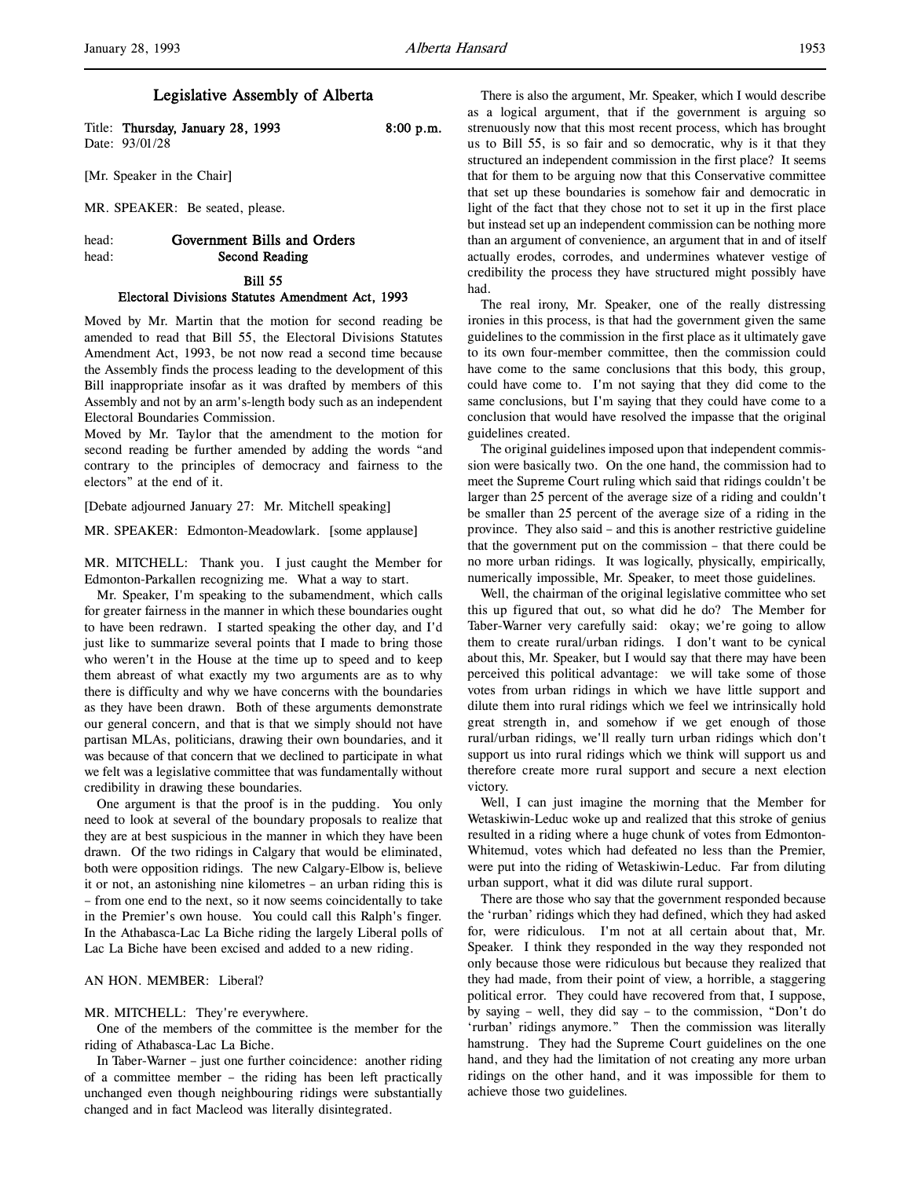# Legislative Assembly of Alberta

Title: **Thursday, January 28, 1993** **8:00 p.m.**
Date: 93/01/28

[Mr. Speaker in the Chair]

MR. SPEAKER: Be seated, please.

head: **Government Bills and Orders**
head: **Second Reading**

## Bill 55
## Electoral Divisions Statutes Amendment Act, 1993

Moved by Mr. Martin that the motion for second reading be amended to read that Bill 55, the Electoral Divisions Statutes Amendment Act, 1993, be not now read a second time because the Assembly finds the process leading to the development of this Bill inappropriate insofar as it was drafted by members of this Assembly and not by an arm's-length body such as an independent Electoral Boundaries Commission.

Moved by Mr. Taylor that the amendment to the motion for second reading be further amended by adding the words "and contrary to the principles of democracy and fairness to the electors" at the end of it.

[Debate adjourned January 27: Mr. Mitchell speaking]

MR. SPEAKER: Edmonton-Meadowlark. [some applause]

MR. MITCHELL: Thank you. I just caught the Member for Edmonton-Parkallen recognizing me. What a way to start.

Mr. Speaker, I'm speaking to the subamendment, which calls for greater fairness in the manner in which these boundaries ought to have been redrawn. I started speaking the other day, and I'd just like to summarize several points that I made to bring those who weren't in the House at the time up to speed and to keep them abreast of what exactly my two arguments are as to why there is difficulty and why we have concerns with the boundaries as they have been drawn. Both of these arguments demonstrate our general concern, and that is that we simply should not have partisan MLAs, politicians, drawing their own boundaries, and it was because of that concern that we declined to participate in what we felt was a legislative committee that was fundamentally without credibility in drawing these boundaries.

One argument is that the proof is in the pudding. You only need to look at several of the boundary proposals to realize that they are at best suspicious in the manner in which they have been drawn. Of the two ridings in Calgary that would be eliminated, both were opposition ridings. The new Calgary-Elbow is, believe it or not, an astonishing nine kilometres – an urban riding this is – from one end to the next, so it now seems coincidentally to take in the Premier's own house. You could call this Ralph's finger. In the Athabasca-Lac La Biche riding the largely Liberal polls of Lac La Biche have been excised and added to a new riding.

AN HON. MEMBER: Liberal?

MR. MITCHELL: They're everywhere.

One of the members of the committee is the member for the riding of Athabasca-Lac La Biche.

In Taber-Warner – just one further coincidence: another riding of a committee member – the riding has been left practically unchanged even though neighbouring ridings were substantially changed and in fact Macleod was literally disintegrated.

There is also the argument, Mr. Speaker, which I would describe as a logical argument, that if the government is arguing so strenuously now that this most recent process, which has brought us to Bill 55, is so fair and so democratic, why is it that they structured an independent commission in the first place? It seems that for them to be arguing now that this Conservative committee that set up these boundaries is somehow fair and democratic in light of the fact that they chose not to set it up in the first place but instead set up an independent commission can be nothing more than an argument of convenience, an argument that in and of itself actually erodes, corrodes, and undermines whatever vestige of credibility the process they have structured might possibly have had.

The real irony, Mr. Speaker, one of the really distressing ironies in this process, is that had the government given the same guidelines to the commission in the first place as it ultimately gave to its own four-member committee, then the commission could have come to the same conclusions that this body, this group, could have come to. I'm not saying that they did come to the same conclusions, but I'm saying that they could have come to a conclusion that would have resolved the impasse that the original guidelines created.

The original guidelines imposed upon that independent commission were basically two. On the one hand, the commission had to meet the Supreme Court ruling which said that ridings couldn't be larger than 25 percent of the average size of a riding and couldn't be smaller than 25 percent of the average size of a riding in the province. They also said – and this is another restrictive guideline that the government put on the commission – that there could be no more urban ridings. It was logically, physically, empirically, numerically impossible, Mr. Speaker, to meet those guidelines.

Well, the chairman of the original legislative committee who set this up figured that out, so what did he do? The Member for Taber-Warner very carefully said: okay; we're going to allow them to create rural/urban ridings. I don't want to be cynical about this, Mr. Speaker, but I would say that there may have been perceived this political advantage: we will take some of those votes from urban ridings in which we have little support and dilute them into rural ridings which we feel we intrinsically hold great strength in, and somehow if we get enough of those rural/urban ridings, we'll really turn urban ridings which don't support us into rural ridings which we think will support us and therefore create more rural support and secure a next election victory.

Well, I can just imagine the morning that the Member for Wetaskiwin-Leduc woke up and realized that this stroke of genius resulted in a riding where a huge chunk of votes from Edmonton-Whitemud, votes which had defeated no less than the Premier, were put into the riding of Wetaskiwin-Leduc. Far from diluting urban support, what it did was dilute rural support.

There are those who say that the government responded because the 'rurban' ridings which they had defined, which they had asked for, were ridiculous. I'm not at all certain about that, Mr. Speaker. I think they responded in the way they responded not only because those were ridiculous but because they realized that they had made, from their point of view, a horrible, a staggering political error. They could have recovered from that, I suppose, by saying – well, they did say – to the commission, "Don't do 'rurban' ridings anymore." Then the commission was literally hamstrung. They had the Supreme Court guidelines on the one hand, and they had the limitation of not creating any more urban ridings on the other hand, and it was impossible for them to achieve those two guidelines.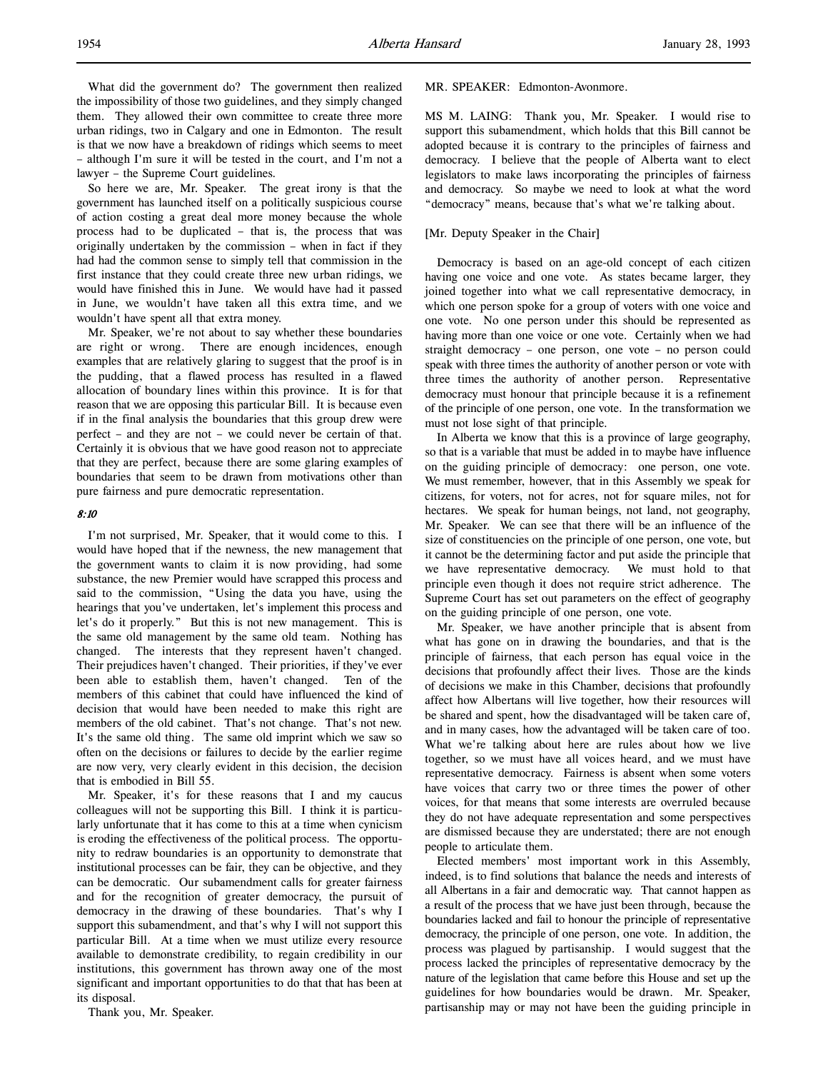What did the government do? The government then realized the impossibility of those two guidelines, and they simply changed them. They allowed their own committee to create three more urban ridings, two in Calgary and one in Edmonton. The result is that we now have a breakdown of ridings which seems to meet – although I'm sure it will be tested in the court, and I'm not a lawyer – the Supreme Court guidelines.

So here we are, Mr. Speaker. The great irony is that the government has launched itself on a politically suspicious course of action costing a great deal more money because the whole process had to be duplicated – that is, the process that was originally undertaken by the commission – when in fact if they had had the common sense to simply tell that commission in the first instance that they could create three new urban ridings, we would have finished this in June. We would have had it passed in June, we wouldn't have taken all this extra time, and we wouldn't have spent all that extra money.

Mr. Speaker, we're not about to say whether these boundaries are right or wrong. There are enough incidences, enough examples that are relatively glaring to suggest that the proof is in the pudding, that a flawed process has resulted in a flawed allocation of boundary lines within this province. It is for that reason that we are opposing this particular Bill. It is because even if in the final analysis the boundaries that this group drew were perfect – and they are not – we could never be certain of that. Certainly it is obvious that we have good reason not to appreciate that they are perfect, because there are some glaring examples of boundaries that seem to be drawn from motivations other than pure fairness and pure democratic representation.

*8:10*

I'm not surprised, Mr. Speaker, that it would come to this. I would have hoped that if the newness, the new management that the government wants to claim it is now providing, had some substance, the new Premier would have scrapped this process and said to the commission, "Using the data you have, using the hearings that you've undertaken, let's implement this process and let's do it properly." But this is not new management. This is the same old management by the same old team. Nothing has changed. The interests that they represent haven't changed. Their prejudices haven't changed. Their priorities, if they've ever been able to establish them, haven't changed. Ten of the members of this cabinet that could have influenced the kind of decision that would have been needed to make this right are members of the old cabinet. That's not change. That's not new. It's the same old thing. The same old imprint which we saw so often on the decisions or failures to decide by the earlier regime are now very, very clearly evident in this decision, the decision that is embodied in Bill 55.

Mr. Speaker, it's for these reasons that I and my caucus colleagues will not be supporting this Bill. I think it is particularly unfortunate that it has come to this at a time when cynicism is eroding the effectiveness of the political process. The opportunity to redraw boundaries is an opportunity to demonstrate that institutional processes can be fair, they can be objective, and they can be democratic. Our subamendment calls for greater fairness and for the recognition of greater democracy, the pursuit of democracy in the drawing of these boundaries. That's why I support this subamendment, and that's why I will not support this particular Bill. At a time when we must utilize every resource available to demonstrate credibility, to regain credibility in our institutions, this government has thrown away one of the most significant and important opportunities to do that that has been at its disposal.

Thank you, Mr. Speaker.

MR. SPEAKER: Edmonton-Avonmore.

MS M. LAING: Thank you, Mr. Speaker. I would rise to support this subamendment, which holds that this Bill cannot be adopted because it is contrary to the principles of fairness and democracy. I believe that the people of Alberta want to elect legislators to make laws incorporating the principles of fairness and democracy. So maybe we need to look at what the word "democracy" means, because that's what we're talking about.

[Mr. Deputy Speaker in the Chair]

Democracy is based on an age-old concept of each citizen having one voice and one vote. As states became larger, they joined together into what we call representative democracy, in which one person spoke for a group of voters with one voice and one vote. No one person under this should be represented as having more than one voice or one vote. Certainly when we had straight democracy – one person, one vote – no person could speak with three times the authority of another person or vote with three times the authority of another person. Representative democracy must honour that principle because it is a refinement of the principle of one person, one vote. In the transformation we must not lose sight of that principle.

In Alberta we know that this is a province of large geography, so that is a variable that must be added in to maybe have influence on the guiding principle of democracy: one person, one vote. We must remember, however, that in this Assembly we speak for citizens, for voters, not for acres, not for square miles, not for hectares. We speak for human beings, not land, not geography, Mr. Speaker. We can see that there will be an influence of the size of constituencies on the principle of one person, one vote, but it cannot be the determining factor and put aside the principle that we have representative democracy. We must hold to that principle even though it does not require strict adherence. The Supreme Court has set out parameters on the effect of geography on the guiding principle of one person, one vote.

Mr. Speaker, we have another principle that is absent from what has gone on in drawing the boundaries, and that is the principle of fairness, that each person has equal voice in the decisions that profoundly affect their lives. Those are the kinds of decisions we make in this Chamber, decisions that profoundly affect how Albertans will live together, how their resources will be shared and spent, how the disadvantaged will be taken care of, and in many cases, how the advantaged will be taken care of too. What we're talking about here are rules about how we live together, so we must have all voices heard, and we must have representative democracy. Fairness is absent when some voters have voices that carry two or three times the power of other voices, for that means that some interests are overruled because they do not have adequate representation and some perspectives are dismissed because they are understated; there are not enough people to articulate them.

Elected members' most important work in this Assembly, indeed, is to find solutions that balance the needs and interests of all Albertans in a fair and democratic way. That cannot happen as a result of the process that we have just been through, because the boundaries lacked and fail to honour the principle of representative democracy, the principle of one person, one vote. In addition, the process was plagued by partisanship. I would suggest that the process lacked the principles of representative democracy by the nature of the legislation that came before this House and set up the guidelines for how boundaries would be drawn. Mr. Speaker, partisanship may or may not have been the guiding principle in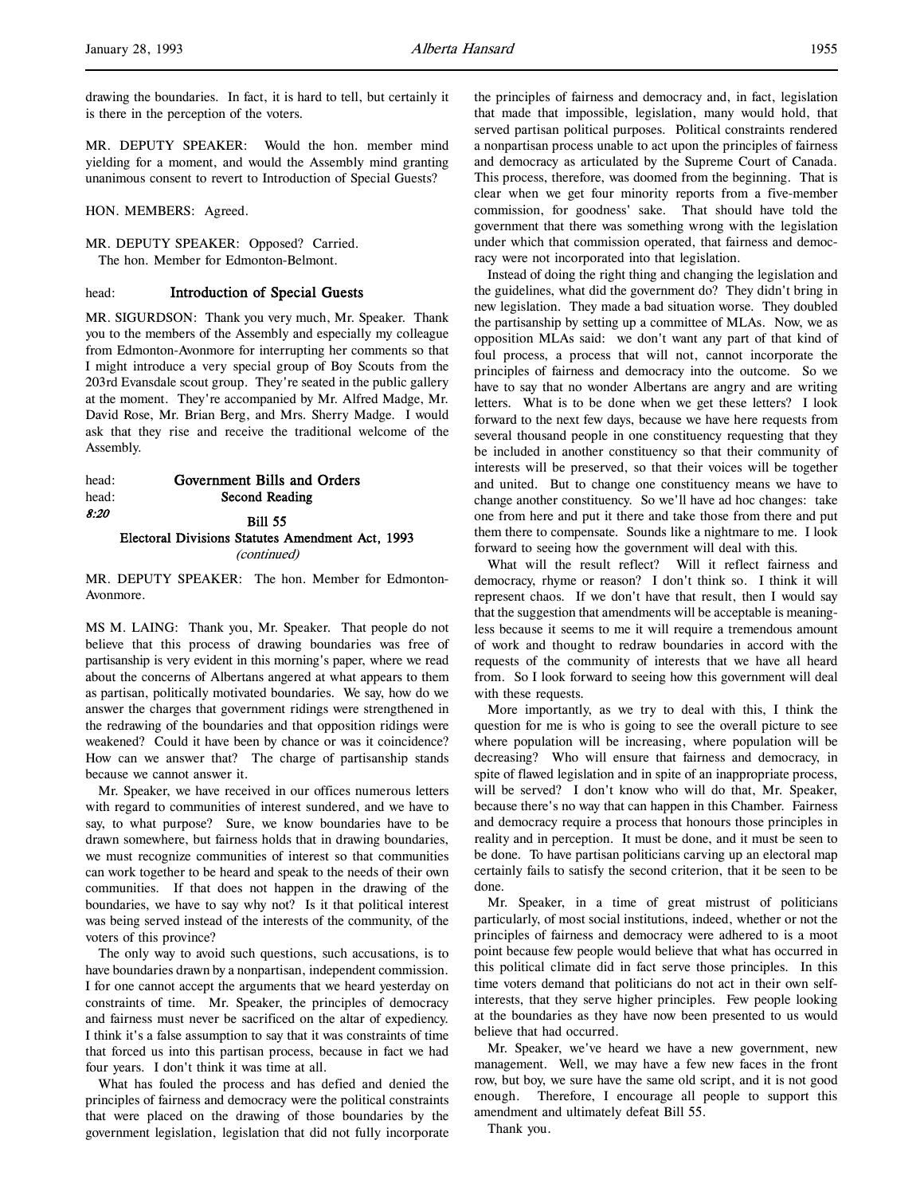drawing the boundaries. In fact, it is hard to tell, but certainly it is there in the perception of the voters.

MR. DEPUTY SPEAKER: Would the hon. member mind yielding for a moment, and would the Assembly mind granting unanimous consent to revert to Introduction of Special Guests?

HON. MEMBERS: Agreed.

MR. DEPUTY SPEAKER: Opposed? Carried.
The hon. Member for Edmonton-Belmont.

head: **Introduction of Special Guests**

MR. SIGURDSON: Thank you very much, Mr. Speaker. Thank you to the members of the Assembly and especially my colleague from Edmonton-Avonmore for interrupting her comments so that I might introduce a very special group of Boy Scouts from the 203rd Evansdale scout group. They're seated in the public gallery at the moment. They're accompanied by Mr. Alfred Madge, Mr. David Rose, Mr. Brian Berg, and Mrs. Sherry Madge. I would ask that they rise and receive the traditional welcome of the Assembly.

head: **Government Bills and Orders**
head: **Second Reading**
*8:20*

**Bill 55**
**Electoral Divisions Statutes Amendment Act, 1993**
*(continued)*

MR. DEPUTY SPEAKER: The hon. Member for Edmonton-Avonmore.

MS M. LAING: Thank you, Mr. Speaker. That people do not believe that this process of drawing boundaries was free of partisanship is very evident in this morning's paper, where we read about the concerns of Albertans angered at what appears to them as partisan, politically motivated boundaries. We say, how do we answer the charges that government ridings were strengthened in the redrawing of the boundaries and that opposition ridings were weakened? Could it have been by chance or was it coincidence? How can we answer that? The charge of partisanship stands because we cannot answer it.

Mr. Speaker, we have received in our offices numerous letters with regard to communities of interest sundered, and we have to say, to what purpose? Sure, we know boundaries have to be drawn somewhere, but fairness holds that in drawing boundaries, we must recognize communities of interest so that communities can work together to be heard and speak to the needs of their own communities. If that does not happen in the drawing of the boundaries, we have to say why not? Is it that political interest was being served instead of the interests of the community, of the voters of this province?

The only way to avoid such questions, such accusations, is to have boundaries drawn by a nonpartisan, independent commission. I for one cannot accept the arguments that we heard yesterday on constraints of time. Mr. Speaker, the principles of democracy and fairness must never be sacrificed on the altar of expediency. I think it's a false assumption to say that it was constraints of time that forced us into this partisan process, because in fact we had four years. I don't think it was time at all.

What has fouled the process and has defied and denied the principles of fairness and democracy were the political constraints that were placed on the drawing of those boundaries by the government legislation, legislation that did not fully incorporate the principles of fairness and democracy and, in fact, legislation that made that impossible, legislation, many would hold, that served partisan political purposes. Political constraints rendered a nonpartisan process unable to act upon the principles of fairness and democracy as articulated by the Supreme Court of Canada. This process, therefore, was doomed from the beginning. That is clear when we get four minority reports from a five-member commission, for goodness' sake. That should have told the government that there was something wrong with the legislation under which that commission operated, that fairness and democracy were not incorporated into that legislation.

Instead of doing the right thing and changing the legislation and the guidelines, what did the government do? They didn't bring in new legislation. They made a bad situation worse. They doubled the partisanship by setting up a committee of MLAs. Now, we as opposition MLAs said: we don't want any part of that kind of foul process, a process that will not, cannot incorporate the principles of fairness and democracy into the outcome. So we have to say that no wonder Albertans are angry and are writing letters. What is to be done when we get these letters? I look forward to the next few days, because we have here requests from several thousand people in one constituency requesting that they be included in another constituency so that their community of interests will be preserved, so that their voices will be together and united. But to change one constituency means we have to change another constituency. So we'll have ad hoc changes: take one from here and put it there and take those from there and put them there to compensate. Sounds like a nightmare to me. I look forward to seeing how the government will deal with this.

What will the result reflect? Will it reflect fairness and democracy, rhyme or reason? I don't think so. I think it will represent chaos. If we don't have that result, then I would say that the suggestion that amendments will be acceptable is meaningless because it seems to me it will require a tremendous amount of work and thought to redraw boundaries in accord with the requests of the community of interests that we have all heard from. So I look forward to seeing how this government will deal with these requests.

More importantly, as we try to deal with this, I think the question for me is who is going to see the overall picture to see where population will be increasing, where population will be decreasing? Who will ensure that fairness and democracy, in spite of flawed legislation and in spite of an inappropriate process, will be served? I don't know who will do that, Mr. Speaker, because there's no way that can happen in this Chamber. Fairness and democracy require a process that honours those principles in reality and in perception. It must be done, and it must be seen to be done. To have partisan politicians carving up an electoral map certainly fails to satisfy the second criterion, that it be seen to be done.

Mr. Speaker, in a time of great mistrust of politicians particularly, of most social institutions, indeed, whether or not the principles of fairness and democracy were adhered to is a moot point because few people would believe that what has occurred in this political climate did in fact serve those principles. In this time voters demand that politicians do not act in their own self-interests, that they serve higher principles. Few people looking at the boundaries as they have now been presented to us would believe that had occurred.

Mr. Speaker, we've heard we have a new government, new management. Well, we may have a few new faces in the front row, but boy, we sure have the same old script, and it is not good enough. Therefore, I encourage all people to support this amendment and ultimately defeat Bill 55.

Thank you.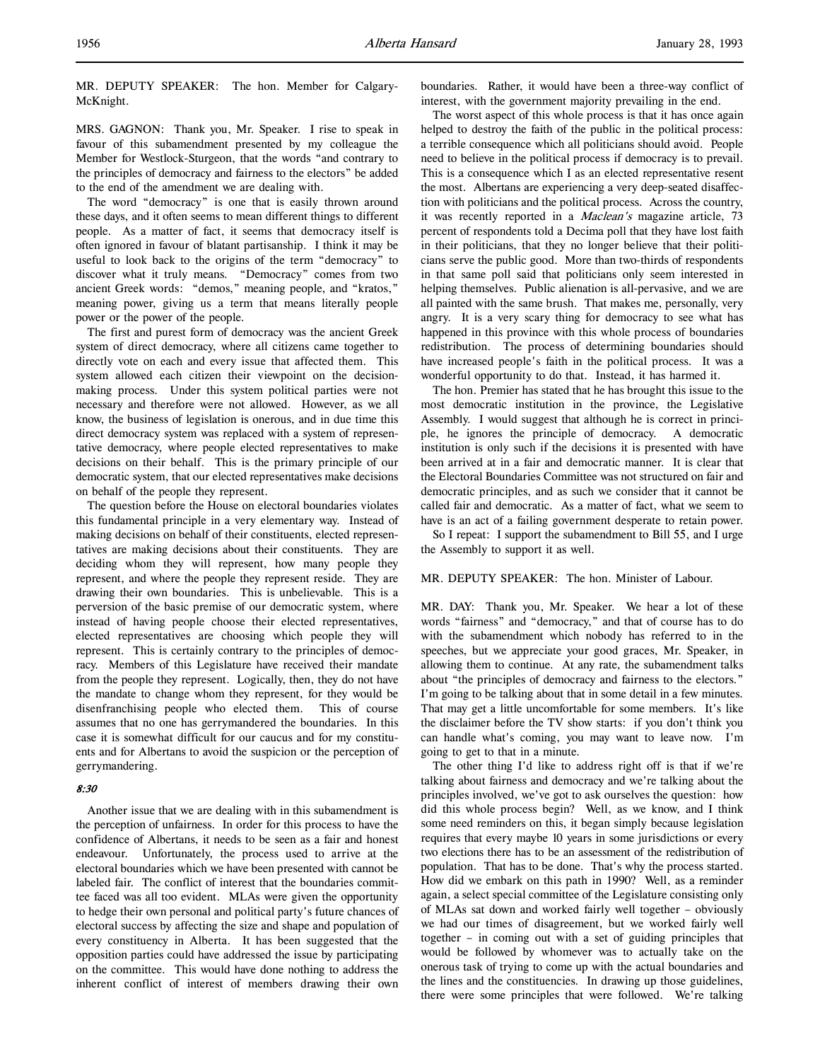MR. DEPUTY SPEAKER: The hon. Member for Calgary-McKnight.

MRS. GAGNON: Thank you, Mr. Speaker. I rise to speak in favour of this subamendment presented by my colleague the Member for Westlock-Sturgeon, that the words "and contrary to the principles of democracy and fairness to the electors" be added to the end of the amendment we are dealing with.

The word "democracy" is one that is easily thrown around these days, and it often seems to mean different things to different people. As a matter of fact, it seems that democracy itself is often ignored in favour of blatant partisanship. I think it may be useful to look back to the origins of the term "democracy" to discover what it truly means. "Democracy" comes from two ancient Greek words: "demos," meaning people, and "kratos," meaning power, giving us a term that means literally people power or the power of the people.

The first and purest form of democracy was the ancient Greek system of direct democracy, where all citizens came together to directly vote on each and every issue that affected them. This system allowed each citizen their viewpoint on the decision-making process. Under this system political parties were not necessary and therefore were not allowed. However, as we all know, the business of legislation is onerous, and in due time this direct democracy system was replaced with a system of representative democracy, where people elected representatives to make decisions on their behalf. This is the primary principle of our democratic system, that our elected representatives make decisions on behalf of the people they represent.

The question before the House on electoral boundaries violates this fundamental principle in a very elementary way. Instead of making decisions on behalf of their constituents, elected representatives are making decisions about their constituents. They are deciding whom they will represent, how many people they represent, and where the people they represent reside. They are drawing their own boundaries. This is unbelievable. This is a perversion of the basic premise of our democratic system, where instead of having people choose their elected representatives, elected representatives are choosing which people they will represent. This is certainly contrary to the principles of democracy. Members of this Legislature have received their mandate from the people they represent. Logically, then, they do not have the mandate to change whom they represent, for they would be disenfranchising people who elected them. This of course assumes that no one has gerrymandered the boundaries. In this case it is somewhat difficult for our caucus and for my constituents and for Albertans to avoid the suspicion or the perception of gerrymandering.

*8:30*

Another issue that we are dealing with in this subamendment is the perception of unfairness. In order for this process to have the confidence of Albertans, it needs to be seen as a fair and honest endeavour. Unfortunately, the process used to arrive at the electoral boundaries which we have been presented with cannot be labeled fair. The conflict of interest that the boundaries committee faced was all too evident. MLAs were given the opportunity to hedge their own personal and political party's future chances of electoral success by affecting the size and shape and population of every constituency in Alberta. It has been suggested that the opposition parties could have addressed the issue by participating on the committee. This would have done nothing to address the inherent conflict of interest of members drawing their own boundaries. Rather, it would have been a three-way conflict of interest, with the government majority prevailing in the end.

The worst aspect of this whole process is that it has once again helped to destroy the faith of the public in the political process: a terrible consequence which all politicians should avoid. People need to believe in the political process if democracy is to prevail. This is a consequence which I as an elected representative resent the most. Albertans are experiencing a very deep-seated disaffection with politicians and the political process. Across the country, it was recently reported in a *Maclean's* magazine article, 73 percent of respondents told a Decima poll that they have lost faith in their politicians, that they no longer believe that their politicians serve the public good. More than two-thirds of respondents in that same poll said that politicians only seem interested in helping themselves. Public alienation is all-pervasive, and we are all painted with the same brush. That makes me, personally, very angry. It is a very scary thing for democracy to see what has happened in this province with this whole process of boundaries redistribution. The process of determining boundaries should have increased people's faith in the political process. It was a wonderful opportunity to do that. Instead, it has harmed it.

The hon. Premier has stated that he has brought this issue to the most democratic institution in the province, the Legislative Assembly. I would suggest that although he is correct in principle, he ignores the principle of democracy. A democratic institution is only such if the decisions it is presented with have been arrived at in a fair and democratic manner. It is clear that the Electoral Boundaries Committee was not structured on fair and democratic principles, and as such we consider that it cannot be called fair and democratic. As a matter of fact, what we seem to have is an act of a failing government desperate to retain power.

So I repeat: I support the subamendment to Bill 55, and I urge the Assembly to support it as well.

MR. DEPUTY SPEAKER: The hon. Minister of Labour.

MR. DAY: Thank you, Mr. Speaker. We hear a lot of these words "fairness" and "democracy," and that of course has to do with the subamendment which nobody has referred to in the speeches, but we appreciate your good graces, Mr. Speaker, in allowing them to continue. At any rate, the subamendment talks about "the principles of democracy and fairness to the electors." I'm going to be talking about that in some detail in a few minutes. That may get a little uncomfortable for some members. It's like the disclaimer before the TV show starts: if you don't think you can handle what's coming, you may want to leave now. I'm going to get to that in a minute.

The other thing I'd like to address right off is that if we're talking about fairness and democracy and we're talking about the principles involved, we've got to ask ourselves the question: how did this whole process begin? Well, as we know, and I think some need reminders on this, it began simply because legislation requires that every maybe 10 years in some jurisdictions or every two elections there has to be an assessment of the redistribution of population. That has to be done. That's why the process started. How did we embark on this path in 1990? Well, as a reminder again, a select special committee of the Legislature consisting only of MLAs sat down and worked fairly well together – obviously we had our times of disagreement, but we worked fairly well together – in coming out with a set of guiding principles that would be followed by whomever was to actually take on the onerous task of trying to come up with the actual boundaries and the lines and the constituencies. In drawing up those guidelines, there were some principles that were followed. We're talking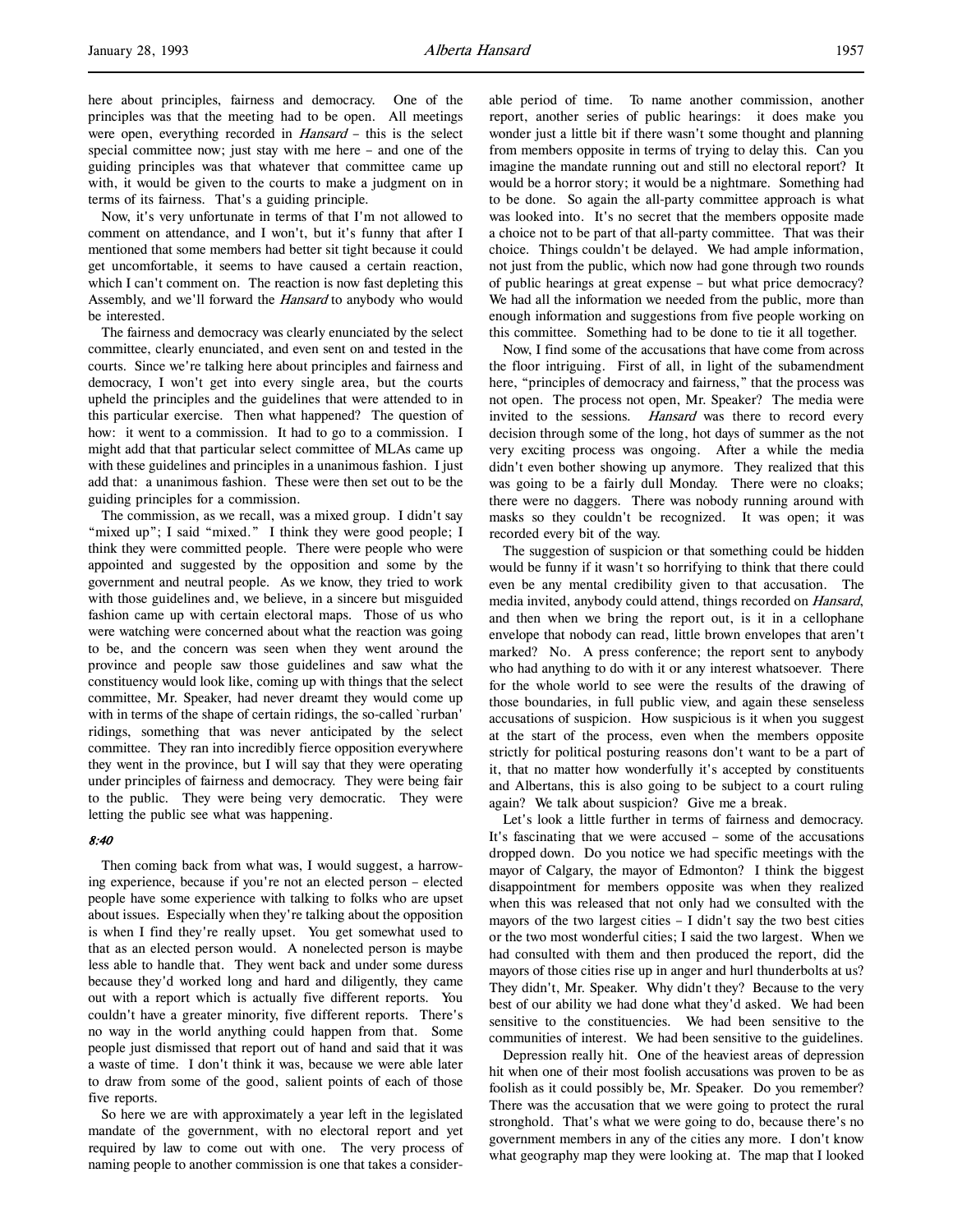here about principles, fairness and democracy. One of the principles was that the meeting had to be open. All meetings were open, everything recorded in *Hansard* – this is the select special committee now; just stay with me here – and one of the guiding principles was that whatever that committee came up with, it would be given to the courts to make a judgment on in terms of its fairness. That's a guiding principle.

Now, it's very unfortunate in terms of that I'm not allowed to comment on attendance, and I won't, but it's funny that after I mentioned that some members had better sit tight because it could get uncomfortable, it seems to have caused a certain reaction, which I can't comment on. The reaction is now fast depleting this Assembly, and we'll forward the *Hansard* to anybody who would be interested.

The fairness and democracy was clearly enunciated by the select committee, clearly enunciated, and even sent on and tested in the courts. Since we're talking here about principles and fairness and democracy, I won't get into every single area, but the courts upheld the principles and the guidelines that were attended to in this particular exercise. Then what happened? The question of how: it went to a commission. It had to go to a commission. I might add that that particular select committee of MLAs came up with these guidelines and principles in a unanimous fashion. I just add that: a unanimous fashion. These were then set out to be the guiding principles for a commission.

The commission, as we recall, was a mixed group. I didn't say "mixed up"; I said "mixed." I think they were good people; I think they were committed people. There were people who were appointed and suggested by the opposition and some by the government and neutral people. As we know, they tried to work with those guidelines and, we believe, in a sincere but misguided fashion came up with certain electoral maps. Those of us who were watching were concerned about what the reaction was going to be, and the concern was seen when they went around the province and people saw those guidelines and saw what the constituency would look like, coming up with things that the select committee, Mr. Speaker, had never dreamt they would come up with in terms of the shape of certain ridings, the so-called `rurban' ridings, something that was never anticipated by the select committee. They ran into incredibly fierce opposition everywhere they went in the province, but I will say that they were operating under principles of fairness and democracy. They were being fair to the public. They were being very democratic. They were letting the public see what was happening.

*8:40*

Then coming back from what was, I would suggest, a harrowing experience, because if you're not an elected person – elected people have some experience with talking to folks who are upset about issues. Especially when they're talking about the opposition is when I find they're really upset. You get somewhat used to that as an elected person would. A nonelected person is maybe less able to handle that. They went back and under some duress because they'd worked long and hard and diligently, they came out with a report which is actually five different reports. You couldn't have a greater minority, five different reports. There's no way in the world anything could happen from that. Some people just dismissed that report out of hand and said that it was a waste of time. I don't think it was, because we were able later to draw from some of the good, salient points of each of those five reports.

So here we are with approximately a year left in the legislated mandate of the government, with no electoral report and yet required by law to come out with one. The very process of naming people to another commission is one that takes a considerable period of time. To name another commission, another report, another series of public hearings: it does make you wonder just a little bit if there wasn't some thought and planning from members opposite in terms of trying to delay this. Can you imagine the mandate running out and still no electoral report? It would be a horror story; it would be a nightmare. Something had to be done. So again the all-party committee approach is what was looked into. It's no secret that the members opposite made a choice not to be part of that all-party committee. That was their choice. Things couldn't be delayed. We had ample information, not just from the public, which now had gone through two rounds of public hearings at great expense – but what price democracy? We had all the information we needed from the public, more than enough information and suggestions from five people working on this committee. Something had to be done to tie it all together.

Now, I find some of the accusations that have come from across the floor intriguing. First of all, in light of the subamendment here, "principles of democracy and fairness," that the process was not open. The process not open, Mr. Speaker? The media were invited to the sessions. *Hansard* was there to record every decision through some of the long, hot days of summer as the not very exciting process was ongoing. After a while the media didn't even bother showing up anymore. They realized that this was going to be a fairly dull Monday. There were no cloaks; there were no daggers. There was nobody running around with masks so they couldn't be recognized. It was open; it was recorded every bit of the way.

The suggestion of suspicion or that something could be hidden would be funny if it wasn't so horrifying to think that there could even be any mental credibility given to that accusation. The media invited, anybody could attend, things recorded on *Hansard*, and then when we bring the report out, is it in a cellophane envelope that nobody can read, little brown envelopes that aren't marked? No. A press conference; the report sent to anybody who had anything to do with it or any interest whatsoever. There for the whole world to see were the results of the drawing of those boundaries, in full public view, and again these senseless accusations of suspicion. How suspicious is it when you suggest at the start of the process, even when the members opposite strictly for political posturing reasons don't want to be a part of it, that no matter how wonderfully it's accepted by constituents and Albertans, this is also going to be subject to a court ruling again? We talk about suspicion? Give me a break.

Let's look a little further in terms of fairness and democracy. It's fascinating that we were accused – some of the accusations dropped down. Do you notice we had specific meetings with the mayor of Calgary, the mayor of Edmonton? I think the biggest disappointment for members opposite was when they realized when this was released that not only had we consulted with the mayors of the two largest cities – I didn't say the two best cities or the two most wonderful cities; I said the two largest. When we had consulted with them and then produced the report, did the mayors of those cities rise up in anger and hurl thunderbolts at us? They didn't, Mr. Speaker. Why didn't they? Because to the very best of our ability we had done what they'd asked. We had been sensitive to the constituencies. We had been sensitive to the communities of interest. We had been sensitive to the guidelines.

Depression really hit. One of the heaviest areas of depression hit when one of their most foolish accusations was proven to be as foolish as it could possibly be, Mr. Speaker. Do you remember? There was the accusation that we were going to protect the rural stronghold. That's what we were going to do, because there's no government members in any of the cities any more. I don't know what geography map they were looking at. The map that I looked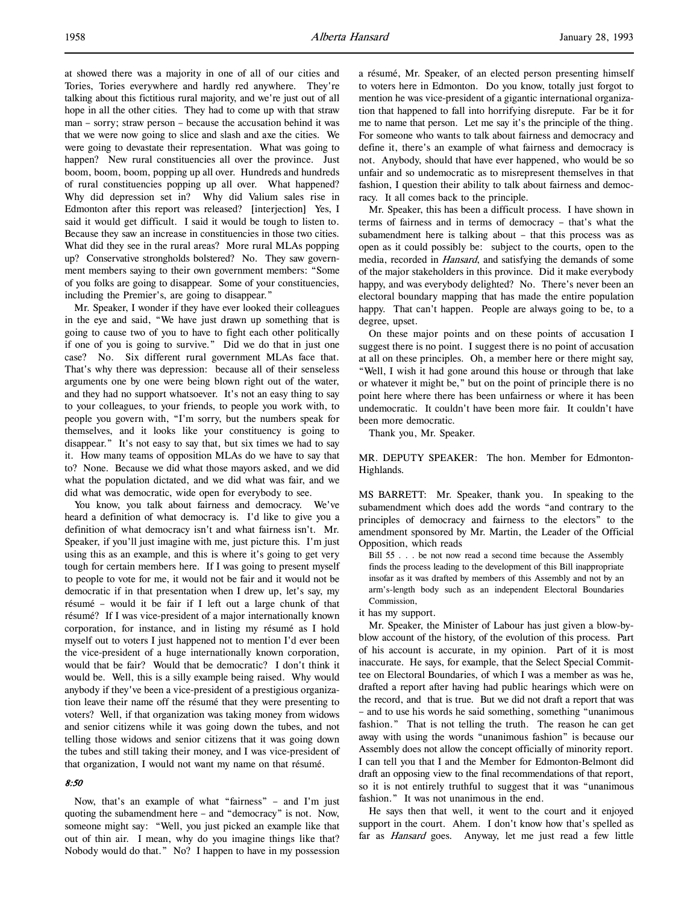at showed there was a majority in one of all of our cities and Tories, Tories everywhere and hardly red anywhere. They're talking about this fictitious rural majority, and we're just out of all hope in all the other cities. They had to come up with that straw man – sorry; straw person – because the accusation behind it was that we were now going to slice and slash and axe the cities. We were going to devastate their representation. What was going to happen? New rural constituencies all over the province. Just boom, boom, boom, popping up all over. Hundreds and hundreds of rural constituencies popping up all over. What happened? Why did depression set in? Why did Valium sales rise in Edmonton after this report was released? [interjection] Yes, I said it would get difficult. I said it would be tough to listen to. Because they saw an increase in constituencies in those two cities. What did they see in the rural areas? More rural MLAs popping up? Conservative strongholds bolstered? No. They saw government members saying to their own government members: "Some of you folks are going to disappear. Some of your constituencies, including the Premier's, are going to disappear."

Mr. Speaker, I wonder if they have ever looked their colleagues in the eye and said, "We have just drawn up something that is going to cause two of you to have to fight each other politically if one of you is going to survive." Did we do that in just one case? No. Six different rural government MLAs face that. That's why there was depression: because all of their senseless arguments one by one were being blown right out of the water, and they had no support whatsoever. It's not an easy thing to say to your colleagues, to your friends, to people you work with, to people you govern with, "I'm sorry, but the numbers speak for themselves, and it looks like your constituency is going to disappear." It's not easy to say that, but six times we had to say it. How many teams of opposition MLAs do we have to say that to? None. Because we did what those mayors asked, and we did what the population dictated, and we did what was fair, and we did what was democratic, wide open for everybody to see.

You know, you talk about fairness and democracy. We've heard a definition of what democracy is. I'd like to give you a definition of what democracy isn't and what fairness isn't. Mr. Speaker, if you'll just imagine with me, just picture this. I'm just using this as an example, and this is where it's going to get very tough for certain members here. If I was going to present myself to people to vote for me, it would not be fair and it would not be democratic if in that presentation when I drew up, let's say, my résumé – would it be fair if I left out a large chunk of that résumé? If I was vice-president of a major internationally known corporation, for instance, and in listing my résumé as I hold myself out to voters I just happened not to mention I'd ever been the vice-president of a huge internationally known corporation, would that be fair? Would that be democratic? I don't think it would be. Well, this is a silly example being raised. Why would anybody if they've been a vice-president of a prestigious organization leave their name off the résumé that they were presenting to voters? Well, if that organization was taking money from widows and senior citizens while it was going down the tubes, and not telling those widows and senior citizens that it was going down the tubes and still taking their money, and I was vice-president of that organization, I would not want my name on that résumé.

*8:50*

Now, that's an example of what "fairness" – and I'm just quoting the subamendment here – and "democracy" is not. Now, someone might say: "Well, you just picked an example like that out of thin air. I mean, why do you imagine things like that? Nobody would do that." No? I happen to have in my possession a résumé, Mr. Speaker, of an elected person presenting himself to voters here in Edmonton. Do you know, totally just forgot to mention he was vice-president of a gigantic international organization that happened to fall into horrifying disrepute. Far be it for me to name that person. Let me say it's the principle of the thing. For someone who wants to talk about fairness and democracy and define it, there's an example of what fairness and democracy is not. Anybody, should that have ever happened, who would be so unfair and so undemocratic as to misrepresent themselves in that fashion, I question their ability to talk about fairness and democracy. It all comes back to the principle.

Mr. Speaker, this has been a difficult process. I have shown in terms of fairness and in terms of democracy – that's what the subamendment here is talking about – that this process was as open as it could possibly be: subject to the courts, open to the media, recorded in *Hansard*, and satisfying the demands of some of the major stakeholders in this province. Did it make everybody happy, and was everybody delighted? No. There's never been an electoral boundary mapping that has made the entire population happy. That can't happen. People are always going to be, to a degree, upset.

On these major points and on these points of accusation I suggest there is no point. I suggest there is no point of accusation at all on these principles. Oh, a member here or there might say, "Well, I wish it had gone around this house or through that lake or whatever it might be," but on the point of principle there is no point here where there has been unfairness or where it has been undemocratic. It couldn't have been more fair. It couldn't have been more democratic.

Thank you, Mr. Speaker.

MR. DEPUTY SPEAKER: The hon. Member for Edmonton-Highlands.

MS BARRETT: Mr. Speaker, thank you. In speaking to the subamendment which does add the words "and contrary to the principles of democracy and fairness to the electors" to the amendment sponsored by Mr. Martin, the Leader of the Official Opposition, which reads

> Bill 55 . . . be not now read a second time because the Assembly finds the process leading to the development of this Bill inappropriate insofar as it was drafted by members of this Assembly and not by an arm's-length body such as an independent Electoral Boundaries Commission,

it has my support.

Mr. Speaker, the Minister of Labour has just given a blow-by-blow account of the history, of the evolution of this process. Part of his account is accurate, in my opinion. Part of it is most inaccurate. He says, for example, that the Select Special Committee on Electoral Boundaries, of which I was a member as was he, drafted a report after having had public hearings which were on the record, and that is true. But we did not draft a report that was – and to use his words he said something, something "unanimous fashion." That is not telling the truth. The reason he can get away with using the words "unanimous fashion" is because our Assembly does not allow the concept officially of minority report. I can tell you that I and the Member for Edmonton-Belmont did draft an opposing view to the final recommendations of that report, so it is not entirely truthful to suggest that it was "unanimous fashion." It was not unanimous in the end.

He says then that well, it went to the court and it enjoyed support in the court. Ahem. I don't know how that's spelled as far as *Hansard* goes. Anyway, let me just read a few little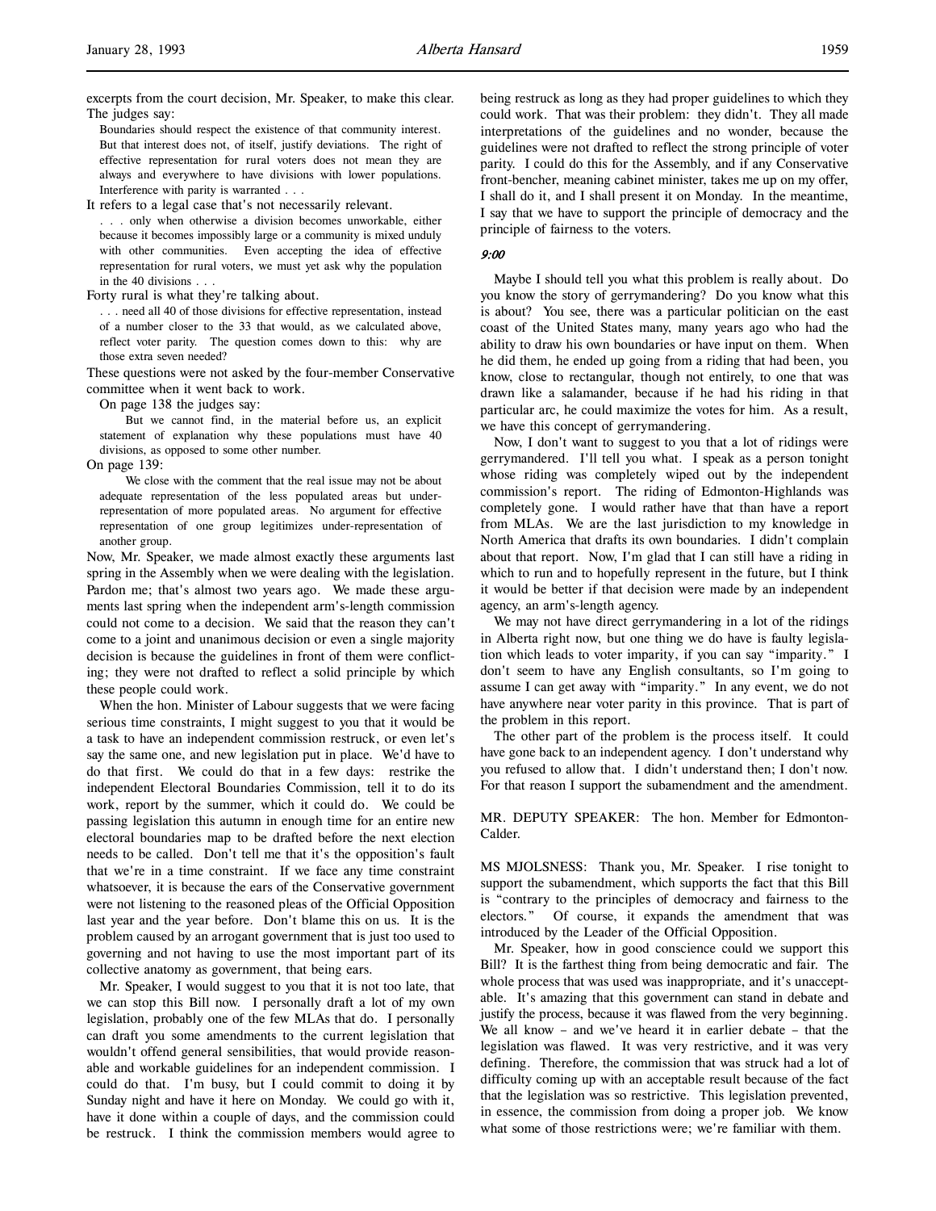excerpts from the court decision, Mr. Speaker, to make this clear. The judges say:

> Boundaries should respect the existence of that community interest. But that interest does not, of itself, justify deviations. The right of effective representation for rural voters does not mean they are always and everywhere to have divisions with lower populations. Interference with parity is warranted . . .

It refers to a legal case that's not necessarily relevant.

> . . . only when otherwise a division becomes unworkable, either because it becomes impossibly large or a community is mixed unduly with other communities. Even accepting the idea of effective representation for rural voters, we must yet ask why the population in the 40 divisions . . .

Forty rural is what they're talking about.

> . . . need all 40 of those divisions for effective representation, instead of a number closer to the 33 that would, as we calculated above, reflect voter parity. The question comes down to this: why are those extra seven needed?

These questions were not asked by the four-member Conservative committee when it went back to work.

On page 138 the judges say:

> But we cannot find, in the material before us, an explicit statement of explanation why these populations must have 40 divisions, as opposed to some other number.

On page 139:

> We close with the comment that the real issue may not be about adequate representation of the less populated areas but under-representation of more populated areas. No argument for effective representation of one group legitimizes under-representation of another group.

Now, Mr. Speaker, we made almost exactly these arguments last spring in the Assembly when we were dealing with the legislation. Pardon me; that's almost two years ago. We made these arguments last spring when the independent arm's-length commission could not come to a decision. We said that the reason they can't come to a joint and unanimous decision or even a single majority decision is because the guidelines in front of them were conflicting; they were not drafted to reflect a solid principle by which these people could work.

When the hon. Minister of Labour suggests that we were facing serious time constraints, I might suggest to you that it would be a task to have an independent commission restruck, or even let's say the same one, and new legislation put in place. We'd have to do that first. We could do that in a few days: restrike the independent Electoral Boundaries Commission, tell it to do its work, report by the summer, which it could do. We could be passing legislation this autumn in enough time for an entire new electoral boundaries map to be drafted before the next election needs to be called. Don't tell me that it's the opposition's fault that we're in a time constraint. If we face any time constraint whatsoever, it is because the ears of the Conservative government were not listening to the reasoned pleas of the Official Opposition last year and the year before. Don't blame this on us. It is the problem caused by an arrogant government that is just too used to governing and not having to use the most important part of its collective anatomy as government, that being ears.

Mr. Speaker, I would suggest to you that it is not too late, that we can stop this Bill now. I personally draft a lot of my own legislation, probably one of the few MLAs that do. I personally can draft you some amendments to the current legislation that wouldn't offend general sensibilities, that would provide reasonable and workable guidelines for an independent commission. I could do that. I'm busy, but I could commit to doing it by Sunday night and have it here on Monday. We could go with it, have it done within a couple of days, and the commission could be restruck. I think the commission members would agree to being restruck as long as they had proper guidelines to which they could work. That was their problem: they didn't. They all made interpretations of the guidelines and no wonder, because the guidelines were not drafted to reflect the strong principle of voter parity. I could do this for the Assembly, and if any Conservative front-bencher, meaning cabinet minister, takes me up on my offer, I shall do it, and I shall present it on Monday. In the meantime, I say that we have to support the principle of democracy and the principle of fairness to the voters.

*9:00*

Maybe I should tell you what this problem is really about. Do you know the story of gerrymandering? Do you know what this is about? You see, there was a particular politician on the east coast of the United States many, many years ago who had the ability to draw his own boundaries or have input on them. When he did them, he ended up going from a riding that had been, you know, close to rectangular, though not entirely, to one that was drawn like a salamander, because if he had his riding in that particular arc, he could maximize the votes for him. As a result, we have this concept of gerrymandering.

Now, I don't want to suggest to you that a lot of ridings were gerrymandered. I'll tell you what. I speak as a person tonight whose riding was completely wiped out by the independent commission's report. The riding of Edmonton-Highlands was completely gone. I would rather have that than have a report from MLAs. We are the last jurisdiction to my knowledge in North America that drafts its own boundaries. I didn't complain about that report. Now, I'm glad that I can still have a riding in which to run and to hopefully represent in the future, but I think it would be better if that decision were made by an independent agency, an arm's-length agency.

We may not have direct gerrymandering in a lot of the ridings in Alberta right now, but one thing we do have is faulty legislation which leads to voter imparity, if you can say "imparity." I don't seem to have any English consultants, so I'm going to assume I can get away with "imparity." In any event, we do not have anywhere near voter parity in this province. That is part of the problem in this report.

The other part of the problem is the process itself. It could have gone back to an independent agency. I don't understand why you refused to allow that. I didn't understand then; I don't now. For that reason I support the subamendment and the amendment.

MR. DEPUTY SPEAKER: The hon. Member for Edmonton-Calder.

MS MJOLSNESS: Thank you, Mr. Speaker. I rise tonight to support the subamendment, which supports the fact that this Bill is "contrary to the principles of democracy and fairness to the electors." Of course, it expands the amendment that was introduced by the Leader of the Official Opposition.

Mr. Speaker, how in good conscience could we support this Bill? It is the farthest thing from being democratic and fair. The whole process that was used was inappropriate, and it's unacceptable. It's amazing that this government can stand in debate and justify the process, because it was flawed from the very beginning. We all know – and we've heard it in earlier debate – that the legislation was flawed. It was very restrictive, and it was very defining. Therefore, the commission that was struck had a lot of difficulty coming up with an acceptable result because of the fact that the legislation was so restrictive. This legislation prevented, in essence, the commission from doing a proper job. We know what some of those restrictions were; we're familiar with them.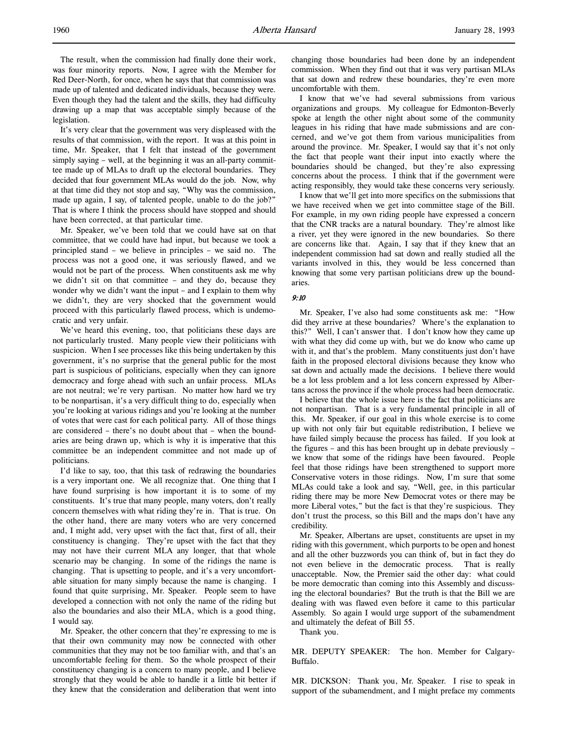The result, when the commission had finally done their work, was four minority reports. Now, I agree with the Member for Red Deer-North, for once, when he says that that commission was made up of talented and dedicated individuals, because they were. Even though they had the talent and the skills, they had difficulty drawing up a map that was acceptable simply because of the legislation.

It's very clear that the government was very displeased with the results of that commission, with the report. It was at this point in time, Mr. Speaker, that I felt that instead of the government simply saying – well, at the beginning it was an all-party committee made up of MLAs to draft up the electoral boundaries. They decided that four government MLAs would do the job. Now, why at that time did they not stop and say, "Why was the commission, made up again, I say, of talented people, unable to do the job?" That is where I think the process should have stopped and should have been corrected, at that particular time.

Mr. Speaker, we've been told that we could have sat on that committee, that we could have had input, but because we took a principled stand – we believe in principles – we said no. The process was not a good one, it was seriously flawed, and we would not be part of the process. When constituents ask me why we didn't sit on that committee – and they do, because they wonder why we didn't want the input – and I explain to them why we didn't, they are very shocked that the government would proceed with this particularly flawed process, which is undemocratic and very unfair.

We've heard this evening, too, that politicians these days are not particularly trusted. Many people view their politicians with suspicion. When I see processes like this being undertaken by this government, it's no surprise that the general public for the most part is suspicious of politicians, especially when they can ignore democracy and forge ahead with such an unfair process. MLAs are not neutral; we're very partisan. No matter how hard we try to be nonpartisan, it's a very difficult thing to do, especially when you're looking at various ridings and you're looking at the number of votes that were cast for each political party. All of those things are considered – there's no doubt about that – when the boundaries are being drawn up, which is why it is imperative that this committee be an independent committee and not made up of politicians.

I'd like to say, too, that this task of redrawing the boundaries is a very important one. We all recognize that. One thing that I have found surprising is how important it is to some of my constituents. It's true that many people, many voters, don't really concern themselves with what riding they're in. That is true. On the other hand, there are many voters who are very concerned and, I might add, very upset with the fact that, first of all, their constituency is changing. They're upset with the fact that they may not have their current MLA any longer, that that whole scenario may be changing. In some of the ridings the name is changing. That is upsetting to people, and it's a very uncomfortable situation for many simply because the name is changing. I found that quite surprising, Mr. Speaker. People seem to have developed a connection with not only the name of the riding but also the boundaries and also their MLA, which is a good thing, I would say.

Mr. Speaker, the other concern that they're expressing to me is that their own community may now be connected with other communities that they may not be too familiar with, and that's an uncomfortable feeling for them. So the whole prospect of their constituency changing is a concern to many people, and I believe strongly that they would be able to handle it a little bit better if they knew that the consideration and deliberation that went into changing those boundaries had been done by an independent commission. When they find out that it was very partisan MLAs that sat down and redrew these boundaries, they're even more uncomfortable with them.

I know that we've had several submissions from various organizations and groups. My colleague for Edmonton-Beverly spoke at length the other night about some of the community leagues in his riding that have made submissions and are concerned, and we've got them from various municipalities from around the province. Mr. Speaker, I would say that it's not only the fact that people want their input into exactly where the boundaries should be changed, but they're also expressing concerns about the process. I think that if the government were acting responsibly, they would take these concerns very seriously.

I know that we'll get into more specifics on the submissions that we have received when we get into committee stage of the Bill. For example, in my own riding people have expressed a concern that the CNR tracks are a natural boundary. They're almost like a river, yet they were ignored in the new boundaries. So there are concerns like that. Again, I say that if they knew that an independent commission had sat down and really studied all the variants involved in this, they would be less concerned than knowing that some very partisan politicians drew up the boundaries.

*9:10*

Mr. Speaker, I've also had some constituents ask me: "How did they arrive at these boundaries? Where's the explanation to this?" Well, I can't answer that. I don't know how they came up with what they did come up with, but we do know who came up with it, and that's the problem. Many constituents just don't have faith in the proposed electoral divisions because they know who sat down and actually made the decisions. I believe there would be a lot less problem and a lot less concern expressed by Albertans across the province if the whole process had been democratic.

I believe that the whole issue here is the fact that politicians are not nonpartisan. That is a very fundamental principle in all of this. Mr. Speaker, if our goal in this whole exercise is to come up with not only fair but equitable redistribution, I believe we have failed simply because the process has failed. If you look at the figures – and this has been brought up in debate previously – we know that some of the ridings have been favoured. People feel that those ridings have been strengthened to support more Conservative voters in those ridings. Now, I'm sure that some MLAs could take a look and say, "Well, gee, in this particular riding there may be more New Democrat votes or there may be more Liberal votes," but the fact is that they're suspicious. They don't trust the process, so this Bill and the maps don't have any credibility.

Mr. Speaker, Albertans are upset, constituents are upset in my riding with this government, which purports to be open and honest and all the other buzzwords you can think of, but in fact they do not even believe in the democratic process. That is really unacceptable. Now, the Premier said the other day: what could be more democratic than coming into this Assembly and discussing the electoral boundaries? But the truth is that the Bill we are dealing with was flawed even before it came to this particular Assembly. So again I would urge support of the subamendment and ultimately the defeat of Bill 55.

Thank you.

MR. DEPUTY SPEAKER: The hon. Member for Calgary-Buffalo.

MR. DICKSON: Thank you, Mr. Speaker. I rise to speak in support of the subamendment, and I might preface my comments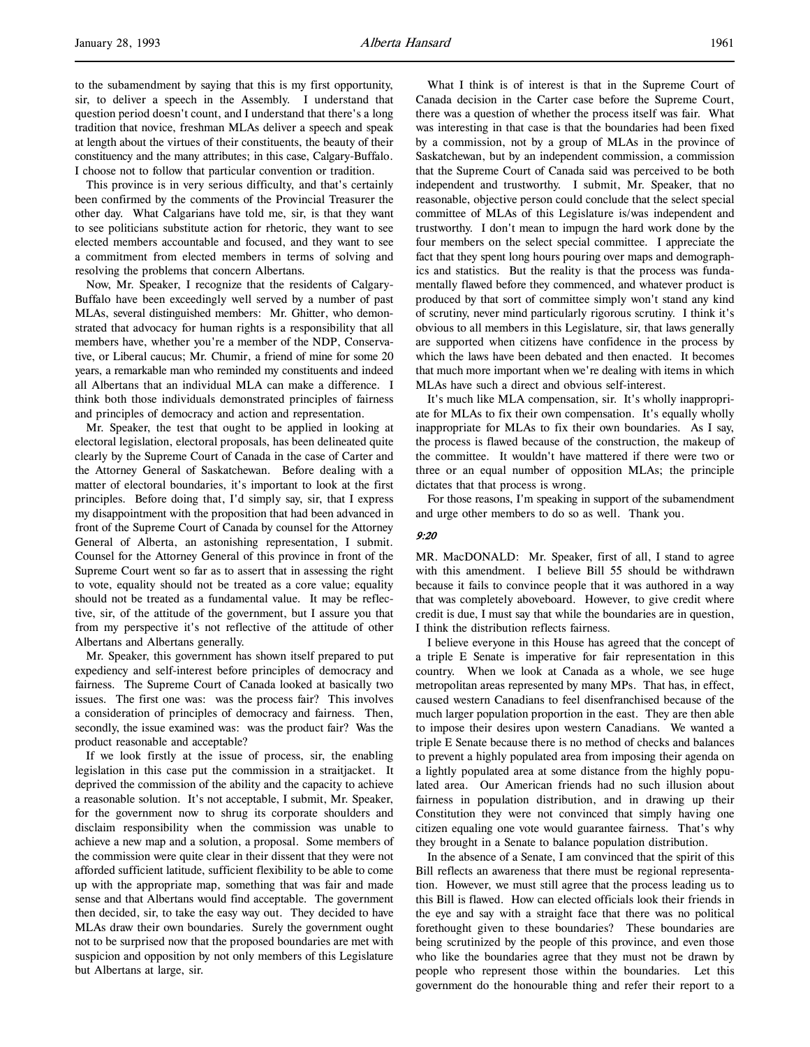to the subamendment by saying that this is my first opportunity, sir, to deliver a speech in the Assembly. I understand that question period doesn't count, and I understand that there's a long tradition that novice, freshman MLAs deliver a speech and speak at length about the virtues of their constituents, the beauty of their constituency and the many attributes; in this case, Calgary-Buffalo. I choose not to follow that particular convention or tradition.

This province is in very serious difficulty, and that's certainly been confirmed by the comments of the Provincial Treasurer the other day. What Calgarians have told me, sir, is that they want to see politicians substitute action for rhetoric, they want to see elected members accountable and focused, and they want to see a commitment from elected members in terms of solving and resolving the problems that concern Albertans.

Now, Mr. Speaker, I recognize that the residents of Calgary-Buffalo have been exceedingly well served by a number of past MLAs, several distinguished members: Mr. Ghitter, who demonstrated that advocacy for human rights is a responsibility that all members have, whether you're a member of the NDP, Conservative, or Liberal caucus; Mr. Chumir, a friend of mine for some 20 years, a remarkable man who reminded my constituents and indeed all Albertans that an individual MLA can make a difference. I think both those individuals demonstrated principles of fairness and principles of democracy and action and representation.

Mr. Speaker, the test that ought to be applied in looking at electoral legislation, electoral proposals, has been delineated quite clearly by the Supreme Court of Canada in the case of Carter and the Attorney General of Saskatchewan. Before dealing with a matter of electoral boundaries, it's important to look at the first principles. Before doing that, I'd simply say, sir, that I express my disappointment with the proposition that had been advanced in front of the Supreme Court of Canada by counsel for the Attorney General of Alberta, an astonishing representation, I submit. Counsel for the Attorney General of this province in front of the Supreme Court went so far as to assert that in assessing the right to vote, equality should not be treated as a core value; equality should not be treated as a fundamental value. It may be reflective, sir, of the attitude of the government, but I assure you that from my perspective it's not reflective of the attitude of other Albertans and Albertans generally.

Mr. Speaker, this government has shown itself prepared to put expediency and self-interest before principles of democracy and fairness. The Supreme Court of Canada looked at basically two issues. The first one was: was the process fair? This involves a consideration of principles of democracy and fairness. Then, secondly, the issue examined was: was the product fair? Was the product reasonable and acceptable?

If we look firstly at the issue of process, sir, the enabling legislation in this case put the commission in a straitjacket. It deprived the commission of the ability and the capacity to achieve a reasonable solution. It's not acceptable, I submit, Mr. Speaker, for the government now to shrug its corporate shoulders and disclaim responsibility when the commission was unable to achieve a new map and a solution, a proposal. Some members of the commission were quite clear in their dissent that they were not afforded sufficient latitude, sufficient flexibility to be able to come up with the appropriate map, something that was fair and made sense and that Albertans would find acceptable. The government then decided, sir, to take the easy way out. They decided to have MLAs draw their own boundaries. Surely the government ought not to be surprised now that the proposed boundaries are met with suspicion and opposition by not only members of this Legislature but Albertans at large, sir.

What I think is of interest is that in the Supreme Court of Canada decision in the Carter case before the Supreme Court, there was a question of whether the process itself was fair. What was interesting in that case is that the boundaries had been fixed by a commission, not by a group of MLAs in the province of Saskatchewan, but by an independent commission, a commission that the Supreme Court of Canada said was perceived to be both independent and trustworthy. I submit, Mr. Speaker, that no reasonable, objective person could conclude that the select special committee of MLAs of this Legislature is/was independent and trustworthy. I don't mean to impugn the hard work done by the four members on the select special committee. I appreciate the fact that they spent long hours pouring over maps and demographics and statistics. But the reality is that the process was fundamentally flawed before they commenced, and whatever product is produced by that sort of committee simply won't stand any kind of scrutiny, never mind particularly rigorous scrutiny. I think it's obvious to all members in this Legislature, sir, that laws generally are supported when citizens have confidence in the process by which the laws have been debated and then enacted. It becomes that much more important when we're dealing with items in which MLAs have such a direct and obvious self-interest.

It's much like MLA compensation, sir. It's wholly inappropriate for MLAs to fix their own compensation. It's equally wholly inappropriate for MLAs to fix their own boundaries. As I say, the process is flawed because of the construction, the makeup of the committee. It wouldn't have mattered if there were two or three or an equal number of opposition MLAs; the principle dictates that that process is wrong.

For those reasons, I'm speaking in support of the subamendment and urge other members to do so as well. Thank you.

*9:20*

MR. MacDONALD: Mr. Speaker, first of all, I stand to agree with this amendment. I believe Bill 55 should be withdrawn because it fails to convince people that it was authored in a way that was completely aboveboard. However, to give credit where credit is due, I must say that while the boundaries are in question, I think the distribution reflects fairness.

I believe everyone in this House has agreed that the concept of a triple E Senate is imperative for fair representation in this country. When we look at Canada as a whole, we see huge metropolitan areas represented by many MPs. That has, in effect, caused western Canadians to feel disenfranchised because of the much larger population proportion in the east. They are then able to impose their desires upon western Canadians. We wanted a triple E Senate because there is no method of checks and balances to prevent a highly populated area from imposing their agenda on a lightly populated area at some distance from the highly populated area. Our American friends had no such illusion about fairness in population distribution, and in drawing up their Constitution they were not convinced that simply having one citizen equaling one vote would guarantee fairness. That's why they brought in a Senate to balance population distribution.

In the absence of a Senate, I am convinced that the spirit of this Bill reflects an awareness that there must be regional representation. However, we must still agree that the process leading us to this Bill is flawed. How can elected officials look their friends in the eye and say with a straight face that there was no political forethought given to these boundaries? These boundaries are being scrutinized by the people of this province, and even those who like the boundaries agree that they must not be drawn by people who represent those within the boundaries. Let this government do the honourable thing and refer their report to a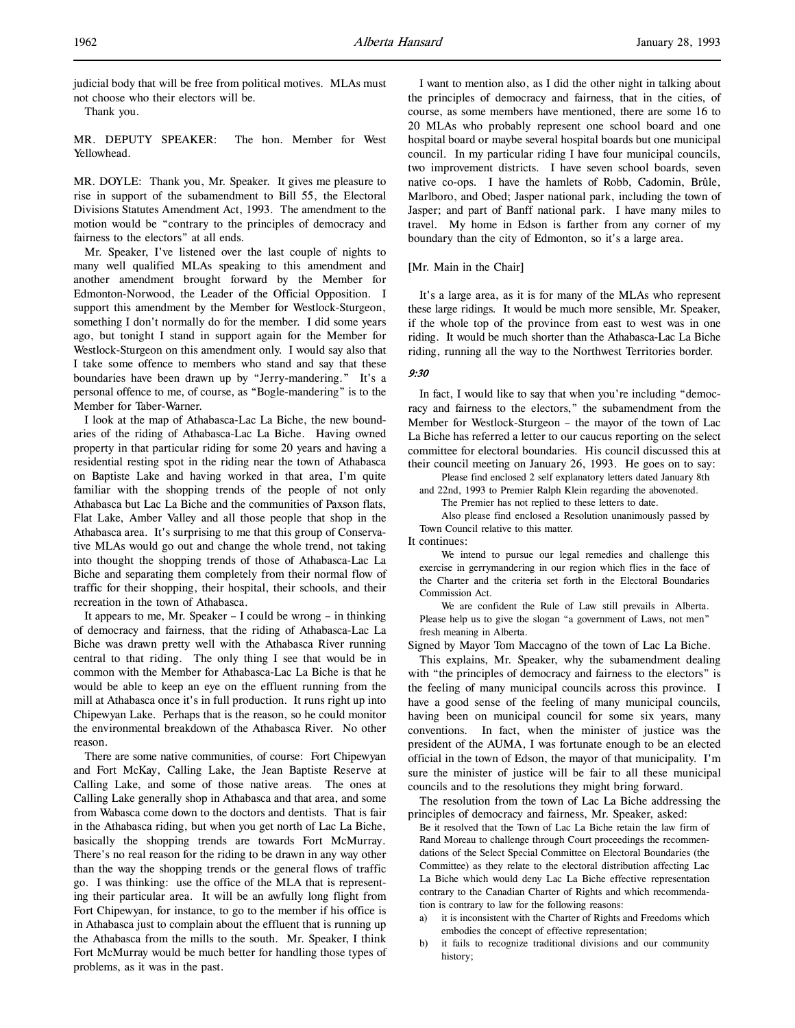judicial body that will be free from political motives. MLAs must not choose who their electors will be.

Thank you.

MR. DEPUTY SPEAKER: The hon. Member for West Yellowhead.

MR. DOYLE: Thank you, Mr. Speaker. It gives me pleasure to rise in support of the subamendment to Bill 55, the Electoral Divisions Statutes Amendment Act, 1993. The amendment to the motion would be "contrary to the principles of democracy and fairness to the electors" at all ends.

Mr. Speaker, I've listened over the last couple of nights to many well qualified MLAs speaking to this amendment and another amendment brought forward by the Member for Edmonton-Norwood, the Leader of the Official Opposition. I support this amendment by the Member for Westlock-Sturgeon, something I don't normally do for the member. I did some years ago, but tonight I stand in support again for the Member for Westlock-Sturgeon on this amendment only. I would say also that I take some offence to members who stand and say that these boundaries have been drawn up by "Jerry-mandering." It's a personal offence to me, of course, as "Bogle-mandering" is to the Member for Taber-Warner.

I look at the map of Athabasca-Lac La Biche, the new boundaries of the riding of Athabasca-Lac La Biche. Having owned property in that particular riding for some 20 years and having a residential resting spot in the riding near the town of Athabasca on Baptiste Lake and having worked in that area, I'm quite familiar with the shopping trends of the people of not only Athabasca but Lac La Biche and the communities of Paxson flats, Flat Lake, Amber Valley and all those people that shop in the Athabasca area. It's surprising to me that this group of Conservative MLAs would go out and change the whole trend, not taking into thought the shopping trends of those of Athabasca-Lac La Biche and separating them completely from their normal flow of traffic for their shopping, their hospital, their schools, and their recreation in the town of Athabasca.

It appears to me, Mr. Speaker – I could be wrong – in thinking of democracy and fairness, that the riding of Athabasca-Lac La Biche was drawn pretty well with the Athabasca River running central to that riding. The only thing I see that would be in common with the Member for Athabasca-Lac La Biche is that he would be able to keep an eye on the effluent running from the mill at Athabasca once it's in full production. It runs right up into Chipewyan Lake. Perhaps that is the reason, so he could monitor the environmental breakdown of the Athabasca River. No other reason.

There are some native communities, of course: Fort Chipewyan and Fort McKay, Calling Lake, the Jean Baptiste Reserve at Calling Lake, and some of those native areas. The ones at Calling Lake generally shop in Athabasca and that area, and some from Wabasca come down to the doctors and dentists. That is fair in the Athabasca riding, but when you get north of Lac La Biche, basically the shopping trends are towards Fort McMurray. There's no real reason for the riding to be drawn in any way other than the way the shopping trends or the general flows of traffic go. I was thinking: use the office of the MLA that is representing their particular area. It will be an awfully long flight from Fort Chipewyan, for instance, to go to the member if his office is in Athabasca just to complain about the effluent that is running up the Athabasca from the mills to the south. Mr. Speaker, I think Fort McMurray would be much better for handling those types of problems, as it was in the past.

I want to mention also, as I did the other night in talking about the principles of democracy and fairness, that in the cities, of course, as some members have mentioned, there are some 16 to 20 MLAs who probably represent one school board and one hospital board or maybe several hospital boards but one municipal council. In my particular riding I have four municipal councils, two improvement districts. I have seven school boards, seven native co-ops. I have the hamlets of Robb, Cadomin, Brûle, Marlboro, and Obed; Jasper national park, including the town of Jasper; and part of Banff national park. I have many miles to travel. My home in Edson is farther from any corner of my boundary than the city of Edmonton, so it's a large area.

[Mr. Main in the Chair]

It's a large area, as it is for many of the MLAs who represent these large ridings. It would be much more sensible, Mr. Speaker, if the whole top of the province from east to west was in one riding. It would be much shorter than the Athabasca-Lac La Biche riding, running all the way to the Northwest Territories border.

*9:30*

In fact, I would like to say that when you're including "democracy and fairness to the electors," the subamendment from the Member for Westlock-Sturgeon – the mayor of the town of Lac La Biche has referred a letter to our caucus reporting on the select committee for electoral boundaries. His council discussed this at their council meeting on January 26, 1993. He goes on to say:

> Please find enclosed 2 self explanatory letters dated January 8th and 22nd, 1993 to Premier Ralph Klein regarding the abovenoted.
>
> The Premier has not replied to these letters to date.
>
> Also please find enclosed a Resolution unanimously passed by Town Council relative to this matter.

It continues:

> We intend to pursue our legal remedies and challenge this exercise in gerrymandering in our region which flies in the face of the Charter and the criteria set forth in the Electoral Boundaries Commission Act.
>
> We are confident the Rule of Law still prevails in Alberta. Please help us to give the slogan "a government of Laws, not men" fresh meaning in Alberta.

Signed by Mayor Tom Maccagno of the town of Lac La Biche.

This explains, Mr. Speaker, why the subamendment dealing with "the principles of democracy and fairness to the electors" is the feeling of many municipal councils across this province. I have a good sense of the feeling of many municipal councils, having been on municipal council for some six years, many conventions. In fact, when the minister of justice was the president of the AUMA, I was fortunate enough to be an elected official in the town of Edson, the mayor of that municipality. I'm sure the minister of justice will be fair to all these municipal councils and to the resolutions they might bring forward.

The resolution from the town of Lac La Biche addressing the principles of democracy and fairness, Mr. Speaker, asked:

> Be it resolved that the Town of Lac La Biche retain the law firm of Rand Moreau to challenge through Court proceedings the recommendations of the Select Special Committee on Electoral Boundaries (the Committee) as they relate to the electoral distribution affecting Lac La Biche which would deny Lac La Biche effective representation contrary to the Canadian Charter of Rights and which recommendation is contrary to law for the following reasons:
>
> a) it is inconsistent with the Charter of Rights and Freedoms which embodies the concept of effective representation;
> b) it fails to recognize traditional divisions and our community history;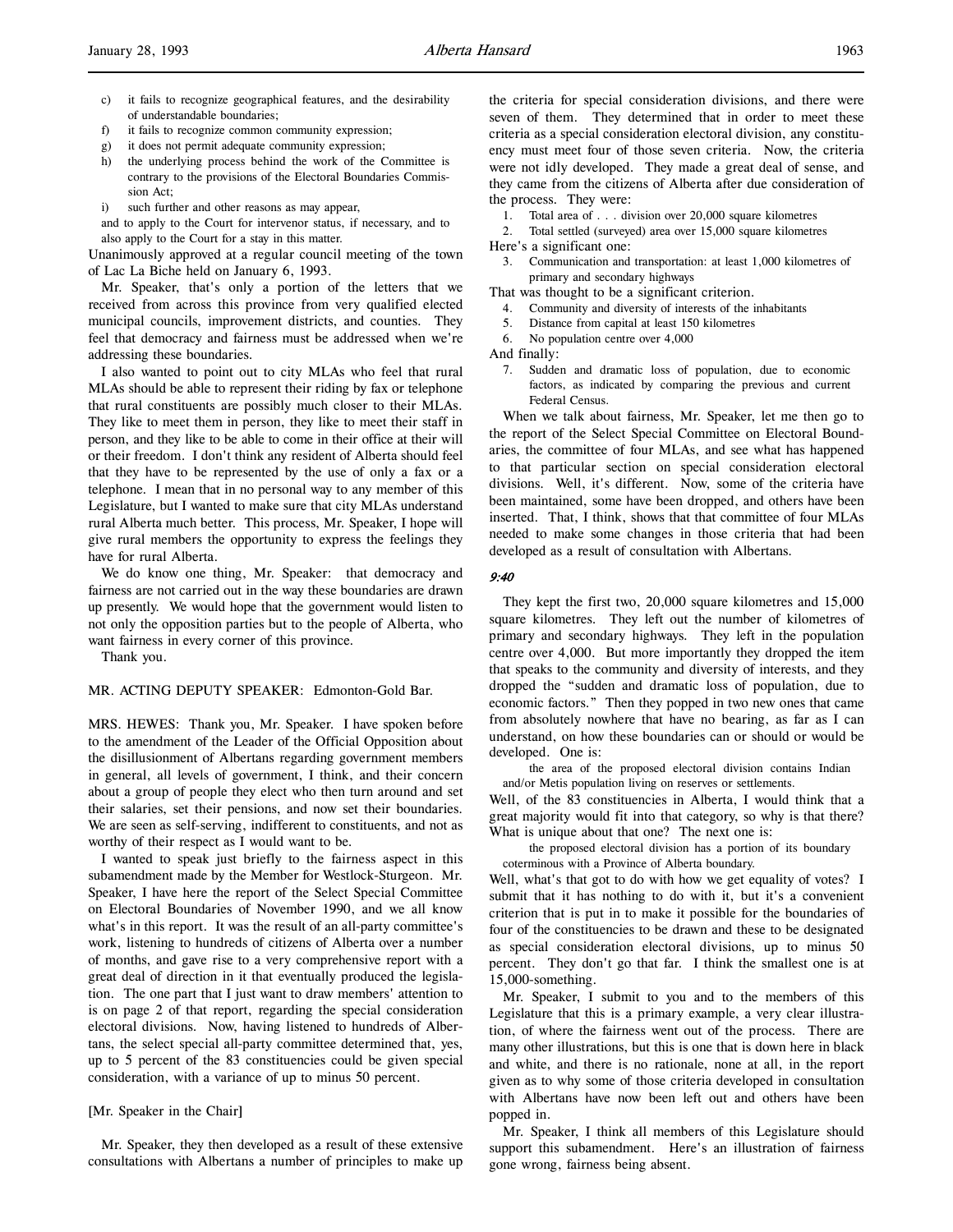c) it fails to recognize geographical features, and the desirability of understandable boundaries;
f) it fails to recognize common community expression;
g) it does not permit adequate community expression;
h) the underlying process behind the work of the Committee is contrary to the provisions of the Electoral Boundaries Commission Act;
i) such further and other reasons as may appear,

and to apply to the Court for intervenor status, if necessary, and to also apply to the Court for a stay in this matter.

Unanimously approved at a regular council meeting of the town of Lac La Biche held on January 6, 1993.

Mr. Speaker, that's only a portion of the letters that we received from across this province from very qualified elected municipal councils, improvement districts, and counties. They feel that democracy and fairness must be addressed when we're addressing these boundaries.

I also wanted to point out to city MLAs who feel that rural MLAs should be able to represent their riding by fax or telephone that rural constituents are possibly much closer to their MLAs. They like to meet them in person, they like to meet their staff in person, and they like to be able to come in their office at their will or their freedom. I don't think any resident of Alberta should feel that they have to be represented by the use of only a fax or a telephone. I mean that in no personal way to any member of this Legislature, but I wanted to make sure that city MLAs understand rural Alberta much better. This process, Mr. Speaker, I hope will give rural members the opportunity to express the feelings they have for rural Alberta.

We do know one thing, Mr. Speaker: that democracy and fairness are not carried out in the way these boundaries are drawn up presently. We would hope that the government would listen to not only the opposition parties but to the people of Alberta, who want fairness in every corner of this province.

Thank you.

MR. ACTING DEPUTY SPEAKER: Edmonton-Gold Bar.

MRS. HEWES: Thank you, Mr. Speaker. I have spoken before to the amendment of the Leader of the Official Opposition about the disillusionment of Albertans regarding government members in general, all levels of government, I think, and their concern about a group of people they elect who then turn around and set their salaries, set their pensions, and now set their boundaries. We are seen as self-serving, indifferent to constituents, and not as worthy of their respect as I would want to be.

I wanted to speak just briefly to the fairness aspect in this subamendment made by the Member for Westlock-Sturgeon. Mr. Speaker, I have here the report of the Select Special Committee on Electoral Boundaries of November 1990, and we all know what's in this report. It was the result of an all-party committee's work, listening to hundreds of citizens of Alberta over a number of months, and gave rise to a very comprehensive report with a great deal of direction in it that eventually produced the legislation. The one part that I just want to draw members' attention to is on page 2 of that report, regarding the special consideration electoral divisions. Now, having listened to hundreds of Albertans, the select special all-party committee determined that, yes, up to 5 percent of the 83 constituencies could be given special consideration, with a variance of up to minus 50 percent.

[Mr. Speaker in the Chair]

Mr. Speaker, they then developed as a result of these extensive consultations with Albertans a number of principles to make up the criteria for special consideration divisions, and there were seven of them. They determined that in order to meet these criteria as a special consideration electoral division, any constituency must meet four of those seven criteria. Now, the criteria were not idly developed. They made a great deal of sense, and they came from the citizens of Alberta after due consideration of the process. They were:

1. Total area of . . . division over 20,000 square kilometres
2. Total settled (surveyed) area over 15,000 square kilometres

Here's a significant one:

3. Communication and transportation: at least 1,000 kilometres of primary and secondary highways

That was thought to be a significant criterion.

4. Community and diversity of interests of the inhabitants
5. Distance from capital at least 150 kilometres
6. No population centre over 4,000

And finally:

7. Sudden and dramatic loss of population, due to economic factors, as indicated by comparing the previous and current Federal Census.

When we talk about fairness, Mr. Speaker, let me then go to the report of the Select Special Committee on Electoral Boundaries, the committee of four MLAs, and see what has happened to that particular section on special consideration electoral divisions. Well, it's different. Now, some of the criteria have been maintained, some have been dropped, and others have been inserted. That, I think, shows that that committee of four MLAs needed to make some changes in those criteria that had been developed as a result of consultation with Albertans.

*9:40*

They kept the first two, 20,000 square kilometres and 15,000 square kilometres. They left out the number of kilometres of primary and secondary highways. They left in the population centre over 4,000. But more importantly they dropped the item that speaks to the community and diversity of interests, and they dropped the "sudden and dramatic loss of population, due to economic factors." Then they popped in two new ones that came from absolutely nowhere that have no bearing, as far as I can understand, on how these boundaries can or should or would be developed. One is:

> the area of the proposed electoral division contains Indian and/or Metis population living on reserves or settlements.

Well, of the 83 constituencies in Alberta, I would think that a great majority would fit into that category, so why is that there? What is unique about that one? The next one is:

> the proposed electoral division has a portion of its boundary coterminous with a Province of Alberta boundary.

Well, what's that got to do with how we get equality of votes? I submit that it has nothing to do with it, but it's a convenient criterion that is put in to make it possible for the boundaries of four of the constituencies to be drawn and these to be designated as special consideration electoral divisions, up to minus 50 percent. They don't go that far. I think the smallest one is at 15,000-something.

Mr. Speaker, I submit to you and to the members of this Legislature that this is a primary example, a very clear illustration, of where the fairness went out of the process. There are many other illustrations, but this is one that is down here in black and white, and there is no rationale, none at all, in the report given as to why some of those criteria developed in consultation with Albertans have now been left out and others have been popped in.

Mr. Speaker, I think all members of this Legislature should support this subamendment. Here's an illustration of fairness gone wrong, fairness being absent.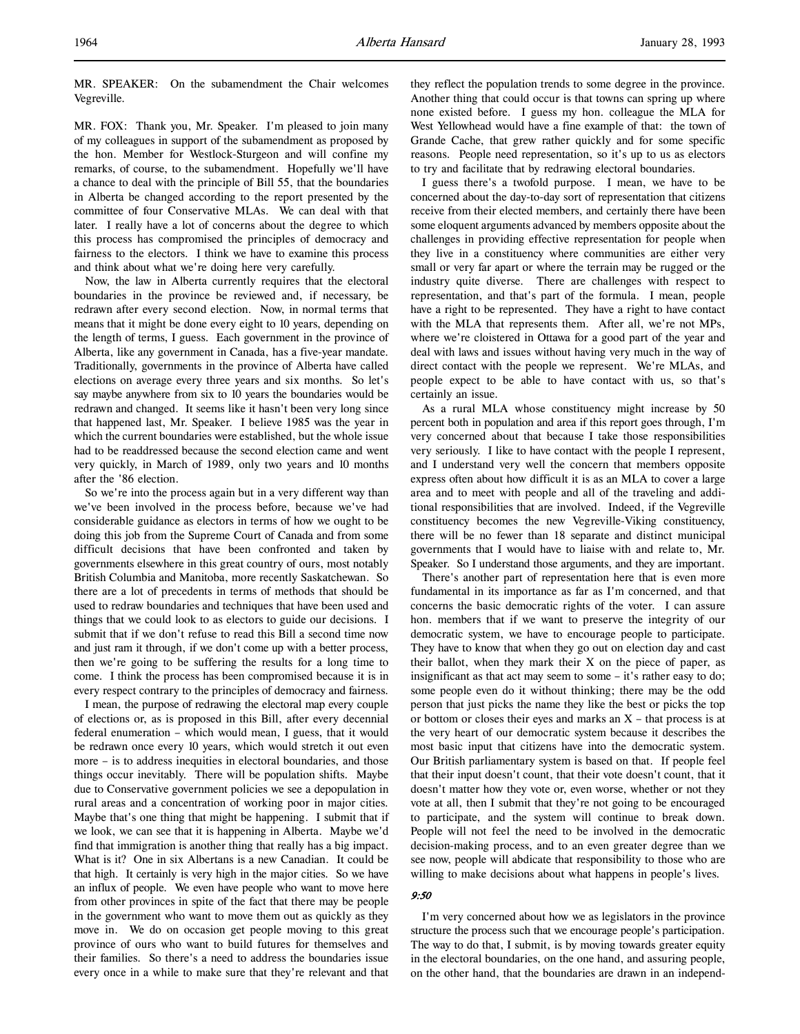MR. SPEAKER: On the subamendment the Chair welcomes Vegreville.

MR. FOX: Thank you, Mr. Speaker. I'm pleased to join many of my colleagues in support of the subamendment as proposed by the hon. Member for Westlock-Sturgeon and will confine my remarks, of course, to the subamendment. Hopefully we'll have a chance to deal with the principle of Bill 55, that the boundaries in Alberta be changed according to the report presented by the committee of four Conservative MLAs. We can deal with that later. I really have a lot of concerns about the degree to which this process has compromised the principles of democracy and fairness to the electors. I think we have to examine this process and think about what we're doing here very carefully.

Now, the law in Alberta currently requires that the electoral boundaries in the province be reviewed and, if necessary, be redrawn after every second election. Now, in normal terms that means that it might be done every eight to 10 years, depending on the length of terms, I guess. Each government in the province of Alberta, like any government in Canada, has a five-year mandate. Traditionally, governments in the province of Alberta have called elections on average every three years and six months. So let's say maybe anywhere from six to 10 years the boundaries would be redrawn and changed. It seems like it hasn't been very long since that happened last, Mr. Speaker. I believe 1985 was the year in which the current boundaries were established, but the whole issue had to be readdressed because the second election came and went very quickly, in March of 1989, only two years and 10 months after the '86 election.

So we're into the process again but in a very different way than we've been involved in the process before, because we've had considerable guidance as electors in terms of how we ought to be doing this job from the Supreme Court of Canada and from some difficult decisions that have been confronted and taken by governments elsewhere in this great country of ours, most notably British Columbia and Manitoba, more recently Saskatchewan. So there are a lot of precedents in terms of methods that should be used to redraw boundaries and techniques that have been used and things that we could look to as electors to guide our decisions. I submit that if we don't refuse to read this Bill a second time now and just ram it through, if we don't come up with a better process, then we're going to be suffering the results for a long time to come. I think the process has been compromised because it is in every respect contrary to the principles of democracy and fairness.

I mean, the purpose of redrawing the electoral map every couple of elections or, as is proposed in this Bill, after every decennial federal enumeration – which would mean, I guess, that it would be redrawn once every 10 years, which would stretch it out even more – is to address inequities in electoral boundaries, and those things occur inevitably. There will be population shifts. Maybe due to Conservative government policies we see a depopulation in rural areas and a concentration of working poor in major cities. Maybe that's one thing that might be happening. I submit that if we look, we can see that it is happening in Alberta. Maybe we'd find that immigration is another thing that really has a big impact. What is it? One in six Albertans is a new Canadian. It could be that high. It certainly is very high in the major cities. So we have an influx of people. We even have people who want to move here from other provinces in spite of the fact that there may be people in the government who want to move them out as quickly as they move in. We do on occasion get people moving to this great province of ours who want to build futures for themselves and their families. So there's a need to address the boundaries issue every once in a while to make sure that they're relevant and that they reflect the population trends to some degree in the province. Another thing that could occur is that towns can spring up where none existed before. I guess my hon. colleague the MLA for West Yellowhead would have a fine example of that: the town of Grande Cache, that grew rather quickly and for some specific reasons. People need representation, so it's up to us as electors to try and facilitate that by redrawing electoral boundaries.

I guess there's a twofold purpose. I mean, we have to be concerned about the day-to-day sort of representation that citizens receive from their elected members, and certainly there have been some eloquent arguments advanced by members opposite about the challenges in providing effective representation for people when they live in a constituency where communities are either very small or very far apart or where the terrain may be rugged or the industry quite diverse. There are challenges with respect to representation, and that's part of the formula. I mean, people have a right to be represented. They have a right to have contact with the MLA that represents them. After all, we're not MPs, where we're cloistered in Ottawa for a good part of the year and deal with laws and issues without having very much in the way of direct contact with the people we represent. We're MLAs, and people expect to be able to have contact with us, so that's certainly an issue.

As a rural MLA whose constituency might increase by 50 percent both in population and area if this report goes through, I'm very concerned about that because I take those responsibilities very seriously. I like to have contact with the people I represent, and I understand very well the concern that members opposite express often about how difficult it is as an MLA to cover a large area and to meet with people and all of the traveling and additional responsibilities that are involved. Indeed, if the Vegreville constituency becomes the new Vegreville-Viking constituency, there will be no fewer than 18 separate and distinct municipal governments that I would have to liaise with and relate to, Mr. Speaker. So I understand those arguments, and they are important.

There's another part of representation here that is even more fundamental in its importance as far as I'm concerned, and that concerns the basic democratic rights of the voter. I can assure hon. members that if we want to preserve the integrity of our democratic system, we have to encourage people to participate. They have to know that when they go out on election day and cast their ballot, when they mark their X on the piece of paper, as insignificant as that act may seem to some – it's rather easy to do; some people even do it without thinking; there may be the odd person that just picks the name they like the best or picks the top or bottom or closes their eyes and marks an X – that process is at the very heart of our democratic system because it describes the most basic input that citizens have into the democratic system. Our British parliamentary system is based on that. If people feel that their input doesn't count, that their vote doesn't count, that it doesn't matter how they vote or, even worse, whether or not they vote at all, then I submit that they're not going to be encouraged to participate, and the system will continue to break down. People will not feel the need to be involved in the democratic decision-making process, and to an even greater degree than we see now, people will abdicate that responsibility to those who are willing to make decisions about what happens in people's lives.

*9:50*

I'm very concerned about how we as legislators in the province structure the process such that we encourage people's participation. The way to do that, I submit, is by moving towards greater equity in the electoral boundaries, on the one hand, and assuring people, on the other hand, that the boundaries are drawn in an independ-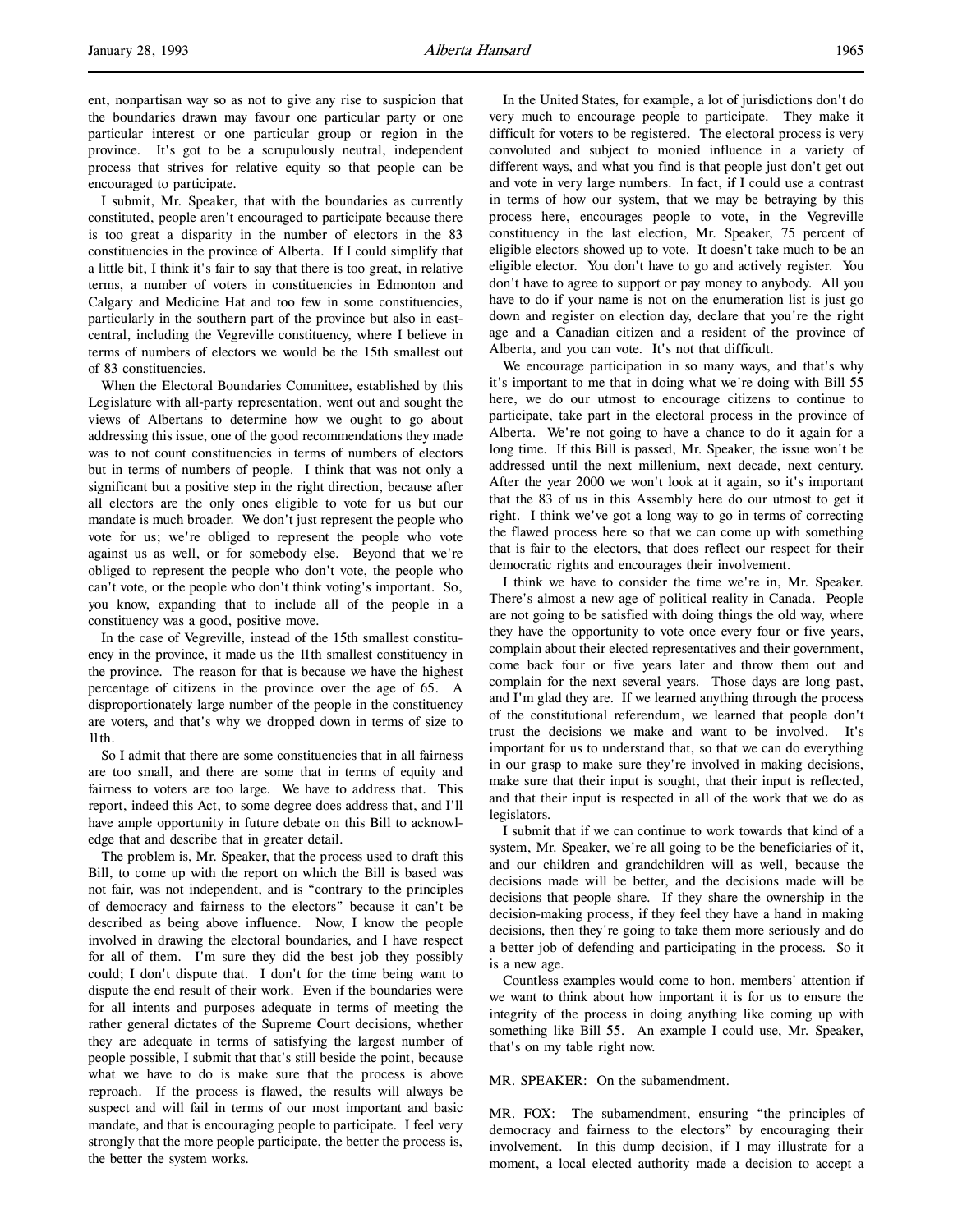ent, nonpartisan way so as not to give any rise to suspicion that the boundaries drawn may favour one particular party or one particular interest or one particular group or region in the province. It's got to be a scrupulously neutral, independent process that strives for relative equity so that people can be encouraged to participate.

I submit, Mr. Speaker, that with the boundaries as currently constituted, people aren't encouraged to participate because there is too great a disparity in the number of electors in the 83 constituencies in the province of Alberta. If I could simplify that a little bit, I think it's fair to say that there is too great, in relative terms, a number of voters in constituencies in Edmonton and Calgary and Medicine Hat and too few in some constituencies, particularly in the southern part of the province but also in east-central, including the Vegreville constituency, where I believe in terms of numbers of electors we would be the 15th smallest out of 83 constituencies.

When the Electoral Boundaries Committee, established by this Legislature with all-party representation, went out and sought the views of Albertans to determine how we ought to go about addressing this issue, one of the good recommendations they made was to not count constituencies in terms of numbers of electors but in terms of numbers of people. I think that was not only a significant but a positive step in the right direction, because after all electors are the only ones eligible to vote for us but our mandate is much broader. We don't just represent the people who vote for us; we're obliged to represent the people who vote against us as well, or for somebody else. Beyond that we're obliged to represent the people who don't vote, the people who can't vote, or the people who don't think voting's important. So, you know, expanding that to include all of the people in a constituency was a good, positive move.

In the case of Vegreville, instead of the 15th smallest constituency in the province, it made us the 11th smallest constituency in the province. The reason for that is because we have the highest percentage of citizens in the province over the age of 65. A disproportionately large number of the people in the constituency are voters, and that's why we dropped down in terms of size to 11th.

So I admit that there are some constituencies that in all fairness are too small, and there are some that in terms of equity and fairness to voters are too large. We have to address that. This report, indeed this Act, to some degree does address that, and I'll have ample opportunity in future debate on this Bill to acknowledge that and describe that in greater detail.

The problem is, Mr. Speaker, that the process used to draft this Bill, to come up with the report on which the Bill is based was not fair, was not independent, and is "contrary to the principles of democracy and fairness to the electors" because it can't be described as being above influence. Now, I know the people involved in drawing the electoral boundaries, and I have respect for all of them. I'm sure they did the best job they possibly could; I don't dispute that. I don't for the time being want to dispute the end result of their work. Even if the boundaries were for all intents and purposes adequate in terms of meeting the rather general dictates of the Supreme Court decisions, whether they are adequate in terms of satisfying the largest number of people possible, I submit that that's still beside the point, because what we have to do is make sure that the process is above reproach. If the process is flawed, the results will always be suspect and will fail in terms of our most important and basic mandate, and that is encouraging people to participate. I feel very strongly that the more people participate, the better the process is, the better the system works.

In the United States, for example, a lot of jurisdictions don't do very much to encourage people to participate. They make it difficult for voters to be registered. The electoral process is very convoluted and subject to monied influence in a variety of different ways, and what you find is that people just don't get out and vote in very large numbers. In fact, if I could use a contrast in terms of how our system, that we may be betraying by this process here, encourages people to vote, in the Vegreville constituency in the last election, Mr. Speaker, 75 percent of eligible electors showed up to vote. It doesn't take much to be an eligible elector. You don't have to go and actively register. You don't have to agree to support or pay money to anybody. All you have to do if your name is not on the enumeration list is just go down and register on election day, declare that you're the right age and a Canadian citizen and a resident of the province of Alberta, and you can vote. It's not that difficult.

We encourage participation in so many ways, and that's why it's important to me that in doing what we're doing with Bill 55 here, we do our utmost to encourage citizens to continue to participate, take part in the electoral process in the province of Alberta. We're not going to have a chance to do it again for a long time. If this Bill is passed, Mr. Speaker, the issue won't be addressed until the next millenium, next decade, next century. After the year 2000 we won't look at it again, so it's important that the 83 of us in this Assembly here do our utmost to get it right. I think we've got a long way to go in terms of correcting the flawed process here so that we can come up with something that is fair to the electors, that does reflect our respect for their democratic rights and encourages their involvement.

I think we have to consider the time we're in, Mr. Speaker. There's almost a new age of political reality in Canada. People are not going to be satisfied with doing things the old way, where they have the opportunity to vote once every four or five years, complain about their elected representatives and their government, come back four or five years later and throw them out and complain for the next several years. Those days are long past, and I'm glad they are. If we learned anything through the process of the constitutional referendum, we learned that people don't trust the decisions we make and want to be involved. It's important for us to understand that, so that we can do everything in our grasp to make sure they're involved in making decisions, make sure that their input is sought, that their input is reflected, and that their input is respected in all of the work that we do as legislators.

I submit that if we can continue to work towards that kind of a system, Mr. Speaker, we're all going to be the beneficiaries of it, and our children and grandchildren will as well, because the decisions made will be better, and the decisions made will be decisions that people share. If they share the ownership in the decision-making process, if they feel they have a hand in making decisions, then they're going to take them more seriously and do a better job of defending and participating in the process. So it is a new age.

Countless examples would come to hon. members' attention if we want to think about how important it is for us to ensure the integrity of the process in doing anything like coming up with something like Bill 55. An example I could use, Mr. Speaker, that's on my table right now.

MR. SPEAKER: On the subamendment.

MR. FOX: The subamendment, ensuring "the principles of democracy and fairness to the electors" by encouraging their involvement. In this dump decision, if I may illustrate for a moment, a local elected authority made a decision to accept a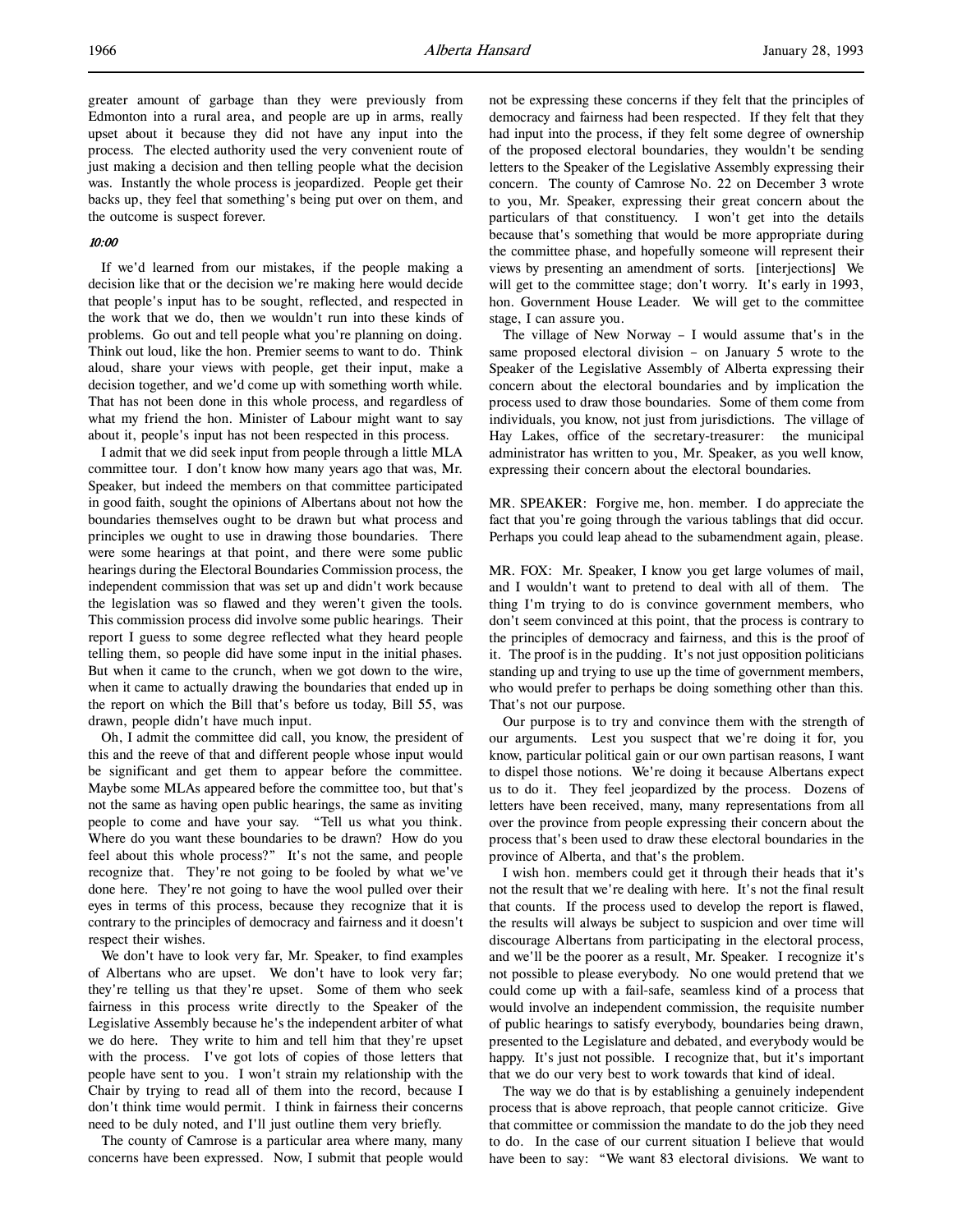greater amount of garbage than they were previously from Edmonton into a rural area, and people are up in arms, really upset about it because they did not have any input into the process. The elected authority used the very convenient route of just making a decision and then telling people what the decision was. Instantly the whole process is jeopardized. People get their backs up, they feel that something's being put over on them, and the outcome is suspect forever.

*10:00*

If we'd learned from our mistakes, if the people making a decision like that or the decision we're making here would decide that people's input has to be sought, reflected, and respected in the work that we do, then we wouldn't run into these kinds of problems. Go out and tell people what you're planning on doing. Think out loud, like the hon. Premier seems to want to do. Think aloud, share your views with people, get their input, make a decision together, and we'd come up with something worth while. That has not been done in this whole process, and regardless of what my friend the hon. Minister of Labour might want to say about it, people's input has not been respected in this process.

I admit that we did seek input from people through a little MLA committee tour. I don't know how many years ago that was, Mr. Speaker, but indeed the members on that committee participated in good faith, sought the opinions of Albertans about not how the boundaries themselves ought to be drawn but what process and principles we ought to use in drawing those boundaries. There were some hearings at that point, and there were some public hearings during the Electoral Boundaries Commission process, the independent commission that was set up and didn't work because the legislation was so flawed and they weren't given the tools. This commission process did involve some public hearings. Their report I guess to some degree reflected what they heard people telling them, so people did have some input in the initial phases. But when it came to the crunch, when we got down to the wire, when it came to actually drawing the boundaries that ended up in the report on which the Bill that's before us today, Bill 55, was drawn, people didn't have much input.

Oh, I admit the committee did call, you know, the president of this and the reeve of that and different people whose input would be significant and get them to appear before the committee. Maybe some MLAs appeared before the committee too, but that's not the same as having open public hearings, the same as inviting people to come and have your say. "Tell us what you think. Where do you want these boundaries to be drawn? How do you feel about this whole process?" It's not the same, and people recognize that. They're not going to be fooled by what we've done here. They're not going to have the wool pulled over their eyes in terms of this process, because they recognize that it is contrary to the principles of democracy and fairness and it doesn't respect their wishes.

We don't have to look very far, Mr. Speaker, to find examples of Albertans who are upset. We don't have to look very far; they're telling us that they're upset. Some of them who seek fairness in this process write directly to the Speaker of the Legislative Assembly because he's the independent arbiter of what we do here. They write to him and tell him that they're upset with the process. I've got lots of copies of those letters that people have sent to you. I won't strain my relationship with the Chair by trying to read all of them into the record, because I don't think time would permit. I think in fairness their concerns need to be duly noted, and I'll just outline them very briefly.

The county of Camrose is a particular area where many, many concerns have been expressed. Now, I submit that people would not be expressing these concerns if they felt that the principles of democracy and fairness had been respected. If they felt that they had input into the process, if they felt some degree of ownership of the proposed electoral boundaries, they wouldn't be sending letters to the Speaker of the Legislative Assembly expressing their concern. The county of Camrose No. 22 on December 3 wrote to you, Mr. Speaker, expressing their great concern about the particulars of that constituency. I won't get into the details because that's something that would be more appropriate during the committee phase, and hopefully someone will represent their views by presenting an amendment of sorts. [interjections] We will get to the committee stage; don't worry. It's early in 1993, hon. Government House Leader. We will get to the committee stage, I can assure you.

The village of New Norway – I would assume that's in the same proposed electoral division – on January 5 wrote to the Speaker of the Legislative Assembly of Alberta expressing their concern about the electoral boundaries and by implication the process used to draw those boundaries. Some of them come from individuals, you know, not just from jurisdictions. The village of Hay Lakes, office of the secretary-treasurer: the municipal administrator has written to you, Mr. Speaker, as you well know, expressing their concern about the electoral boundaries.

MR. SPEAKER: Forgive me, hon. member. I do appreciate the fact that you're going through the various tablings that did occur. Perhaps you could leap ahead to the subamendment again, please.

MR. FOX: Mr. Speaker, I know you get large volumes of mail, and I wouldn't want to pretend to deal with all of them. The thing I'm trying to do is convince government members, who don't seem convinced at this point, that the process is contrary to the principles of democracy and fairness, and this is the proof of it. The proof is in the pudding. It's not just opposition politicians standing up and trying to use up the time of government members, who would prefer to perhaps be doing something other than this. That's not our purpose.

Our purpose is to try and convince them with the strength of our arguments. Lest you suspect that we're doing it for, you know, particular political gain or our own partisan reasons, I want to dispel those notions. We're doing it because Albertans expect us to do it. They feel jeopardized by the process. Dozens of letters have been received, many, many representations from all over the province from people expressing their concern about the process that's been used to draw these electoral boundaries in the province of Alberta, and that's the problem.

I wish hon. members could get it through their heads that it's not the result that we're dealing with here. It's not the final result that counts. If the process used to develop the report is flawed, the results will always be subject to suspicion and over time will discourage Albertans from participating in the electoral process, and we'll be the poorer as a result, Mr. Speaker. I recognize it's not possible to please everybody. No one would pretend that we could come up with a fail-safe, seamless kind of a process that would involve an independent commission, the requisite number of public hearings to satisfy everybody, boundaries being drawn, presented to the Legislature and debated, and everybody would be happy. It's just not possible. I recognize that, but it's important that we do our very best to work towards that kind of ideal.

The way we do that is by establishing a genuinely independent process that is above reproach, that people cannot criticize. Give that committee or commission the mandate to do the job they need to do. In the case of our current situation I believe that would have been to say: "We want 83 electoral divisions. We want to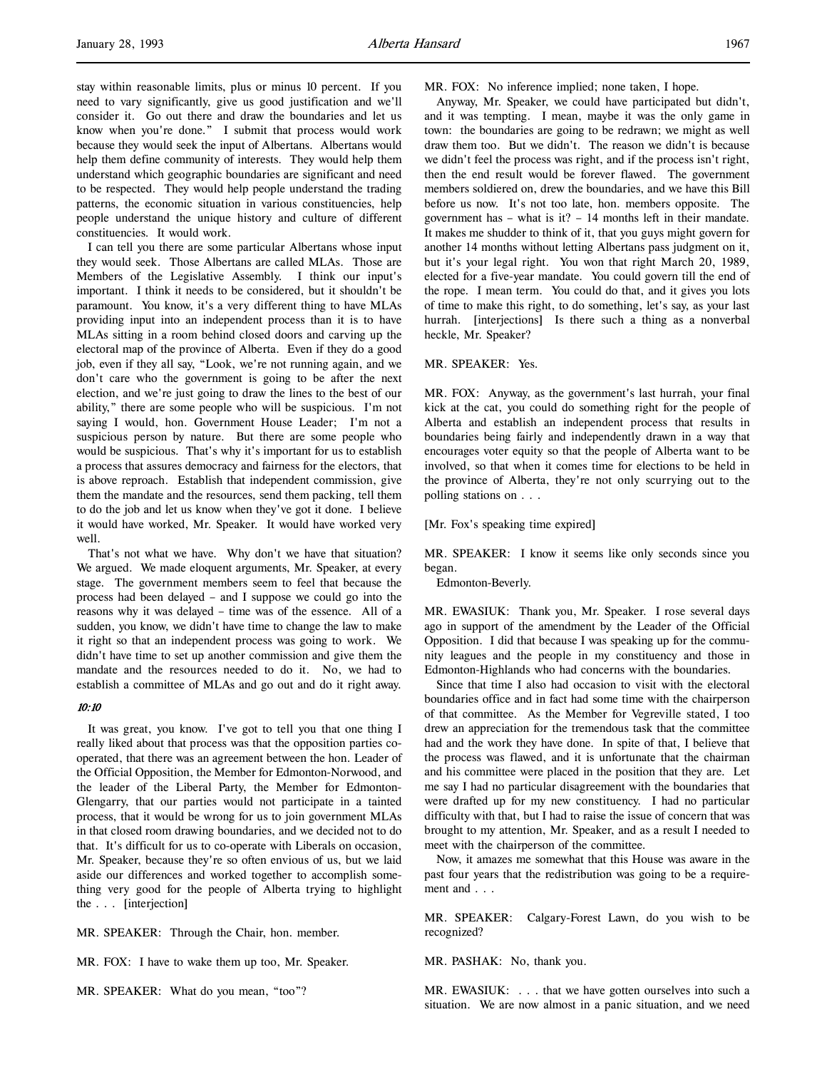stay within reasonable limits, plus or minus 10 percent. If you need to vary significantly, give us good justification and we'll consider it. Go out there and draw the boundaries and let us know when you're done." I submit that process would work because they would seek the input of Albertans. Albertans would help them define community of interests. They would help them understand which geographic boundaries are significant and need to be respected. They would help people understand the trading patterns, the economic situation in various constituencies, help people understand the unique history and culture of different constituencies. It would work.

I can tell you there are some particular Albertans whose input they would seek. Those Albertans are called MLAs. Those are Members of the Legislative Assembly. I think our input's important. I think it needs to be considered, but it shouldn't be paramount. You know, it's a very different thing to have MLAs providing input into an independent process than it is to have MLAs sitting in a room behind closed doors and carving up the electoral map of the province of Alberta. Even if they do a good job, even if they all say, "Look, we're not running again, and we don't care who the government is going to be after the next election, and we're just going to draw the lines to the best of our ability," there are some people who will be suspicious. I'm not saying I would, hon. Government House Leader; I'm not a suspicious person by nature. But there are some people who would be suspicious. That's why it's important for us to establish a process that assures democracy and fairness for the electors, that is above reproach. Establish that independent commission, give them the mandate and the resources, send them packing, tell them to do the job and let us know when they've got it done. I believe it would have worked, Mr. Speaker. It would have worked very well.

That's not what we have. Why don't we have that situation? We argued. We made eloquent arguments, Mr. Speaker, at every stage. The government members seem to feel that because the process had been delayed – and I suppose we could go into the reasons why it was delayed – time was of the essence. All of a sudden, you know, we didn't have time to change the law to make it right so that an independent process was going to work. We didn't have time to set up another commission and give them the mandate and the resources needed to do it. No, we had to establish a committee of MLAs and go out and do it right away.

*10:10*

It was great, you know. I've got to tell you that one thing I really liked about that process was that the opposition parties cooperated, that there was an agreement between the hon. Leader of the Official Opposition, the Member for Edmonton-Norwood, and the leader of the Liberal Party, the Member for Edmonton-Glengarry, that our parties would not participate in a tainted process, that it would be wrong for us to join government MLAs in that closed room drawing boundaries, and we decided not to do that. It's difficult for us to co-operate with Liberals on occasion, Mr. Speaker, because they're so often envious of us, but we laid aside our differences and worked together to accomplish something very good for the people of Alberta trying to highlight the . . . [interjection]

MR. SPEAKER: Through the Chair, hon. member.

MR. FOX: I have to wake them up too, Mr. Speaker.

MR. SPEAKER: What do you mean, "too"?

MR. FOX: No inference implied; none taken, I hope.

Anyway, Mr. Speaker, we could have participated but didn't, and it was tempting. I mean, maybe it was the only game in town: the boundaries are going to be redrawn; we might as well draw them too. But we didn't. The reason we didn't is because we didn't feel the process was right, and if the process isn't right, then the end result would be forever flawed. The government members soldiered on, drew the boundaries, and we have this Bill before us now. It's not too late, hon. members opposite. The government has – what is it? – 14 months left in their mandate. It makes me shudder to think of it, that you guys might govern for another 14 months without letting Albertans pass judgment on it, but it's your legal right. You won that right March 20, 1989, elected for a five-year mandate. You could govern till the end of the rope. I mean term. You could do that, and it gives you lots of time to make this right, to do something, let's say, as your last hurrah. [interjections] Is there such a thing as a nonverbal heckle, Mr. Speaker?

MR. SPEAKER: Yes.

MR. FOX: Anyway, as the government's last hurrah, your final kick at the cat, you could do something right for the people of Alberta and establish an independent process that results in boundaries being fairly and independently drawn in a way that encourages voter equity so that the people of Alberta want to be involved, so that when it comes time for elections to be held in the province of Alberta, they're not only scurrying out to the polling stations on . . .

[Mr. Fox's speaking time expired]

MR. SPEAKER: I know it seems like only seconds since you began.

Edmonton-Beverly.

MR. EWASIUK: Thank you, Mr. Speaker. I rose several days ago in support of the amendment by the Leader of the Official Opposition. I did that because I was speaking up for the community leagues and the people in my constituency and those in Edmonton-Highlands who had concerns with the boundaries.

Since that time I also had occasion to visit with the electoral boundaries office and in fact had some time with the chairperson of that committee. As the Member for Vegreville stated, I too drew an appreciation for the tremendous task that the committee had and the work they have done. In spite of that, I believe that the process was flawed, and it is unfortunate that the chairman and his committee were placed in the position that they are. Let me say I had no particular disagreement with the boundaries that were drafted up for my new constituency. I had no particular difficulty with that, but I had to raise the issue of concern that was brought to my attention, Mr. Speaker, and as a result I needed to meet with the chairperson of the committee.

Now, it amazes me somewhat that this House was aware in the past four years that the redistribution was going to be a requirement and . . .

MR. SPEAKER: Calgary-Forest Lawn, do you wish to be recognized?

MR. PASHAK: No, thank you.

MR. EWASIUK: . . . that we have gotten ourselves into such a situation. We are now almost in a panic situation, and we need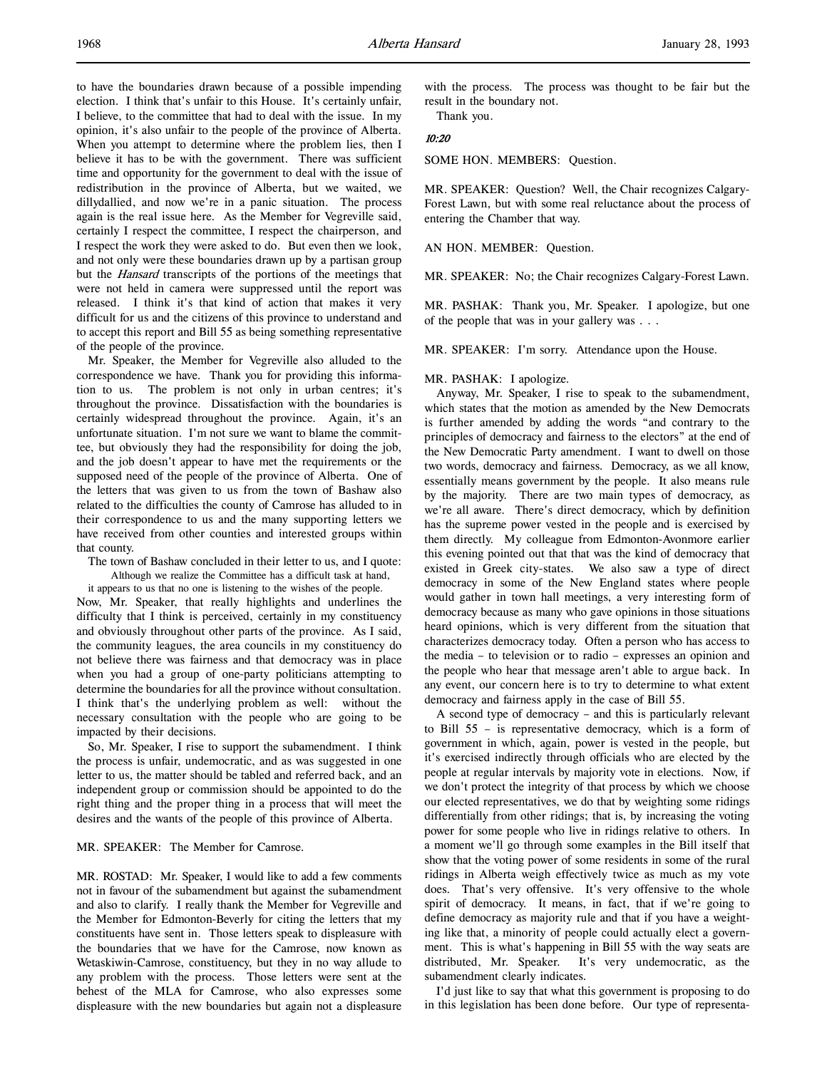to have the boundaries drawn because of a possible impending election. I think that's unfair to this House. It's certainly unfair, I believe, to the committee that had to deal with the issue. In my opinion, it's also unfair to the people of the province of Alberta. When you attempt to determine where the problem lies, then I believe it has to be with the government. There was sufficient time and opportunity for the government to deal with the issue of redistribution in the province of Alberta, but we waited, we dillydallied, and now we're in a panic situation. The process again is the real issue here. As the Member for Vegreville said, certainly I respect the committee, I respect the chairperson, and I respect the work they were asked to do. But even then we look, and not only were these boundaries drawn up by a partisan group but the *Hansard* transcripts of the portions of the meetings that were not held in camera were suppressed until the report was released. I think it's that kind of action that makes it very difficult for us and the citizens of this province to understand and to accept this report and Bill 55 as being something representative of the people of the province.

Mr. Speaker, the Member for Vegreville also alluded to the correspondence we have. Thank you for providing this information to us. The problem is not only in urban centres; it's throughout the province. Dissatisfaction with the boundaries is certainly widespread throughout the province. Again, it's an unfortunate situation. I'm not sure we want to blame the committee, but obviously they had the responsibility for doing the job, and the job doesn't appear to have met the requirements or the supposed need of the people of the province of Alberta. One of the letters that was given to us from the town of Bashaw also related to the difficulties the county of Camrose has alluded to in their correspondence to us and the many supporting letters we have received from other counties and interested groups within that county.

The town of Bashaw concluded in their letter to us, and I quote:

> Although we realize the Committee has a difficult task at hand, it appears to us that no one is listening to the wishes of the people.

Now, Mr. Speaker, that really highlights and underlines the difficulty that I think is perceived, certainly in my constituency and obviously throughout other parts of the province. As I said, the community leagues, the area councils in my constituency do not believe there was fairness and that democracy was in place when you had a group of one-party politicians attempting to determine the boundaries for all the province without consultation. I think that's the underlying problem as well: without the necessary consultation with the people who are going to be impacted by their decisions.

So, Mr. Speaker, I rise to support the subamendment. I think the process is unfair, undemocratic, and as was suggested in one letter to us, the matter should be tabled and referred back, and an independent group or commission should be appointed to do the right thing and the proper thing in a process that will meet the desires and the wants of the people of this province of Alberta.

MR. SPEAKER: The Member for Camrose.

MR. ROSTAD: Mr. Speaker, I would like to add a few comments not in favour of the subamendment but against the subamendment and also to clarify. I really thank the Member for Vegreville and the Member for Edmonton-Beverly for citing the letters that my constituents have sent in. Those letters speak to displeasure with the boundaries that we have for the Camrose, now known as Wetaskiwin-Camrose, constituency, but they in no way allude to any problem with the process. Those letters were sent at the behest of the MLA for Camrose, who also expresses some displeasure with the new boundaries but again not a displeasure with the process. The process was thought to be fair but the result in the boundary not.

Thank you.

*10:20*

SOME HON. MEMBERS: Question.

MR. SPEAKER: Question? Well, the Chair recognizes Calgary-Forest Lawn, but with some real reluctance about the process of entering the Chamber that way.

AN HON. MEMBER: Question.

MR. SPEAKER: No; the Chair recognizes Calgary-Forest Lawn.

MR. PASHAK: Thank you, Mr. Speaker. I apologize, but one of the people that was in your gallery was . . .

MR. SPEAKER: I'm sorry. Attendance upon the House.

MR. PASHAK: I apologize.

Anyway, Mr. Speaker, I rise to speak to the subamendment, which states that the motion as amended by the New Democrats is further amended by adding the words "and contrary to the principles of democracy and fairness to the electors" at the end of the New Democratic Party amendment. I want to dwell on those two words, democracy and fairness. Democracy, as we all know, essentially means government by the people. It also means rule by the majority. There are two main types of democracy, as we're all aware. There's direct democracy, which by definition has the supreme power vested in the people and is exercised by them directly. My colleague from Edmonton-Avonmore earlier this evening pointed out that that was the kind of democracy that existed in Greek city-states. We also saw a type of direct democracy in some of the New England states where people would gather in town hall meetings, a very interesting form of democracy because as many who gave opinions in those situations heard opinions, which is very different from the situation that characterizes democracy today. Often a person who has access to the media – to television or to radio – expresses an opinion and the people who hear that message aren't able to argue back. In any event, our concern here is to try to determine to what extent democracy and fairness apply in the case of Bill 55.

A second type of democracy – and this is particularly relevant to Bill 55 – is representative democracy, which is a form of government in which, again, power is vested in the people, but it's exercised indirectly through officials who are elected by the people at regular intervals by majority vote in elections. Now, if we don't protect the integrity of that process by which we choose our elected representatives, we do that by weighting some ridings differentially from other ridings; that is, by increasing the voting power for some people who live in ridings relative to others. In a moment we'll go through some examples in the Bill itself that show that the voting power of some residents in some of the rural ridings in Alberta weigh effectively twice as much as my vote does. That's very offensive. It's very offensive to the whole spirit of democracy. It means, in fact, that if we're going to define democracy as majority rule and that if you have a weighting like that, a minority of people could actually elect a government. This is what's happening in Bill 55 with the way seats are distributed, Mr. Speaker. It's very undemocratic, as the subamendment clearly indicates.

I'd just like to say that what this government is proposing to do in this legislation has been done before. Our type of representa-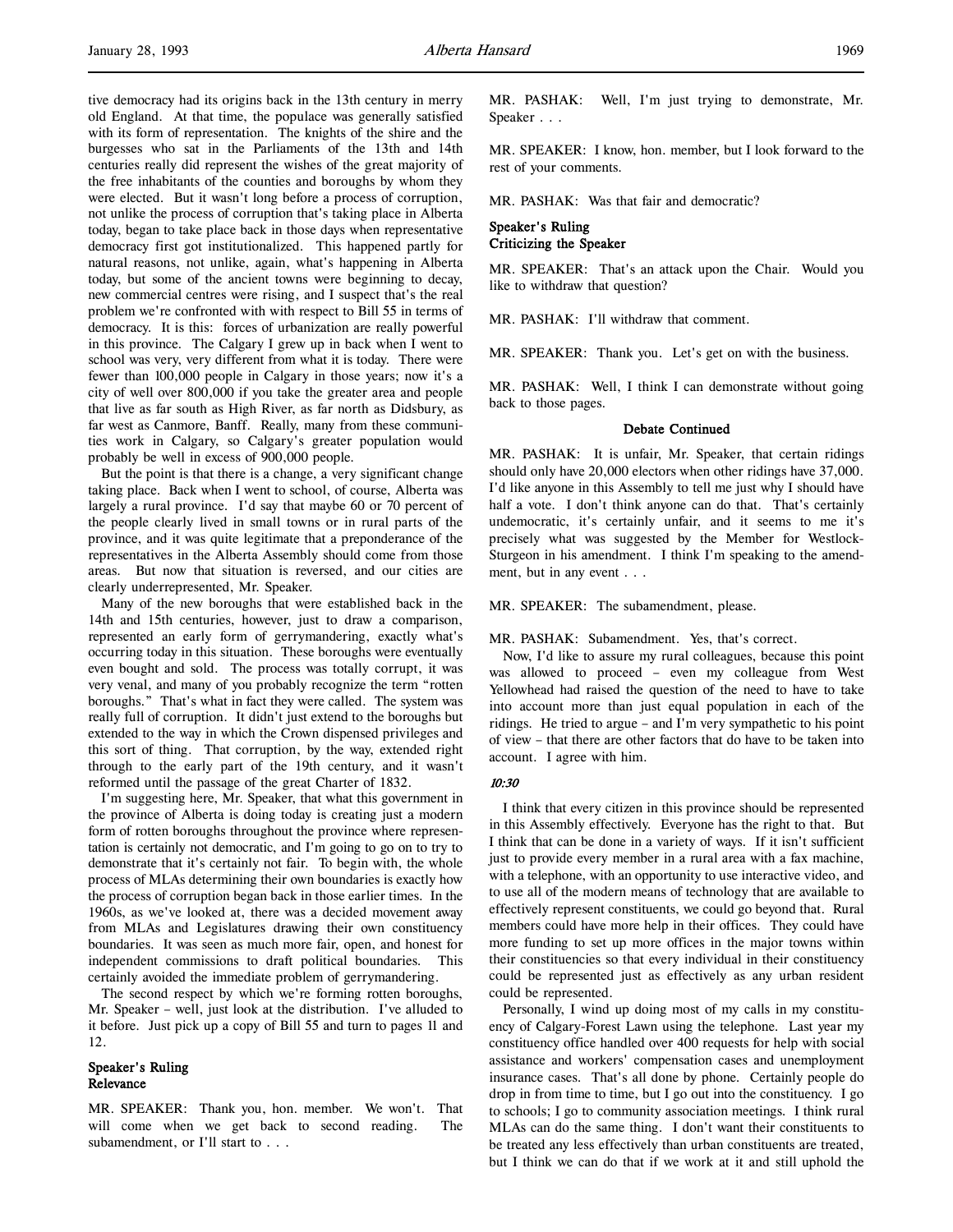tive democracy had its origins back in the 13th century in merry old England. At that time, the populace was generally satisfied with its form of representation. The knights of the shire and the burgesses who sat in the Parliaments of the 13th and 14th centuries really did represent the wishes of the great majority of the free inhabitants of the counties and boroughs by whom they were elected. But it wasn't long before a process of corruption, not unlike the process of corruption that's taking place in Alberta today, began to take place back in those days when representative democracy first got institutionalized. This happened partly for natural reasons, not unlike, again, what's happening in Alberta today, but some of the ancient towns were beginning to decay, new commercial centres were rising, and I suspect that's the real problem we're confronted with with respect to Bill 55 in terms of democracy. It is this: forces of urbanization are really powerful in this province. The Calgary I grew up in back when I went to school was very, very different from what it is today. There were fewer than 100,000 people in Calgary in those years; now it's a city of well over 800,000 if you take the greater area and people that live as far south as High River, as far north as Didsbury, as far west as Canmore, Banff. Really, many from these communities work in Calgary, so Calgary's greater population would probably be well in excess of 900,000 people.

But the point is that there is a change, a very significant change taking place. Back when I went to school, of course, Alberta was largely a rural province. I'd say that maybe 60 or 70 percent of the people clearly lived in small towns or in rural parts of the province, and it was quite legitimate that a preponderance of the representatives in the Alberta Assembly should come from those areas. But now that situation is reversed, and our cities are clearly underrepresented, Mr. Speaker.

Many of the new boroughs that were established back in the 14th and 15th centuries, however, just to draw a comparison, represented an early form of gerrymandering, exactly what's occurring today in this situation. These boroughs were eventually even bought and sold. The process was totally corrupt, it was very venal, and many of you probably recognize the term "rotten boroughs." That's what in fact they were called. The system was really full of corruption. It didn't just extend to the boroughs but extended to the way in which the Crown dispensed privileges and this sort of thing. That corruption, by the way, extended right through to the early part of the 19th century, and it wasn't reformed until the passage of the great Charter of 1832.

I'm suggesting here, Mr. Speaker, that what this government in the province of Alberta is doing today is creating just a modern form of rotten boroughs throughout the province where representation is certainly not democratic, and I'm going to go on to try to demonstrate that it's certainly not fair. To begin with, the whole process of MLAs determining their own boundaries is exactly how the process of corruption began back in those earlier times. In the 1960s, as we've looked at, there was a decided movement away from MLAs and Legislatures drawing their own constituency boundaries. It was seen as much more fair, open, and honest for independent commissions to draft political boundaries. This certainly avoided the immediate problem of gerrymandering.

The second respect by which we're forming rotten boroughs, Mr. Speaker – well, just look at the distribution. I've alluded to it before. Just pick up a copy of Bill 55 and turn to pages 11 and 12.

### Speaker's Ruling
### Relevance

MR. SPEAKER: Thank you, hon. member. We won't. That will come when we get back to second reading. The subamendment, or I'll start to . . .

MR. PASHAK: Well, I'm just trying to demonstrate, Mr. Speaker . . .

MR. SPEAKER: I know, hon. member, but I look forward to the rest of your comments.

MR. PASHAK: Was that fair and democratic?

### Speaker's Ruling
### Criticizing the Speaker

MR. SPEAKER: That's an attack upon the Chair. Would you like to withdraw that question?

MR. PASHAK: I'll withdraw that comment.

MR. SPEAKER: Thank you. Let's get on with the business.

MR. PASHAK: Well, I think I can demonstrate without going back to those pages.

### Debate Continued

MR. PASHAK: It is unfair, Mr. Speaker, that certain ridings should only have 20,000 electors when other ridings have 37,000. I'd like anyone in this Assembly to tell me just why I should have half a vote. I don't think anyone can do that. That's certainly undemocratic, it's certainly unfair, and it seems to me it's precisely what was suggested by the Member for Westlock-Sturgeon in his amendment. I think I'm speaking to the amendment, but in any event . . .

MR. SPEAKER: The subamendment, please.

MR. PASHAK: Subamendment. Yes, that's correct.

Now, I'd like to assure my rural colleagues, because this point was allowed to proceed – even my colleague from West Yellowhead had raised the question of the need to have to take into account more than just equal population in each of the ridings. He tried to argue – and I'm very sympathetic to his point of view – that there are other factors that do have to be taken into account. I agree with him.

*10:30*

I think that every citizen in this province should be represented in this Assembly effectively. Everyone has the right to that. But I think that can be done in a variety of ways. If it isn't sufficient just to provide every member in a rural area with a fax machine, with a telephone, with an opportunity to use interactive video, and to use all of the modern means of technology that are available to effectively represent constituents, we could go beyond that. Rural members could have more help in their offices. They could have more funding to set up more offices in the major towns within their constituencies so that every individual in their constituency could be represented just as effectively as any urban resident could be represented.

Personally, I wind up doing most of my calls in my constituency of Calgary-Forest Lawn using the telephone. Last year my constituency office handled over 400 requests for help with social assistance and workers' compensation cases and unemployment insurance cases. That's all done by phone. Certainly people do drop in from time to time, but I go out into the constituency. I go to schools; I go to community association meetings. I think rural MLAs can do the same thing. I don't want their constituents to be treated any less effectively than urban constituents are treated, but I think we can do that if we work at it and still uphold the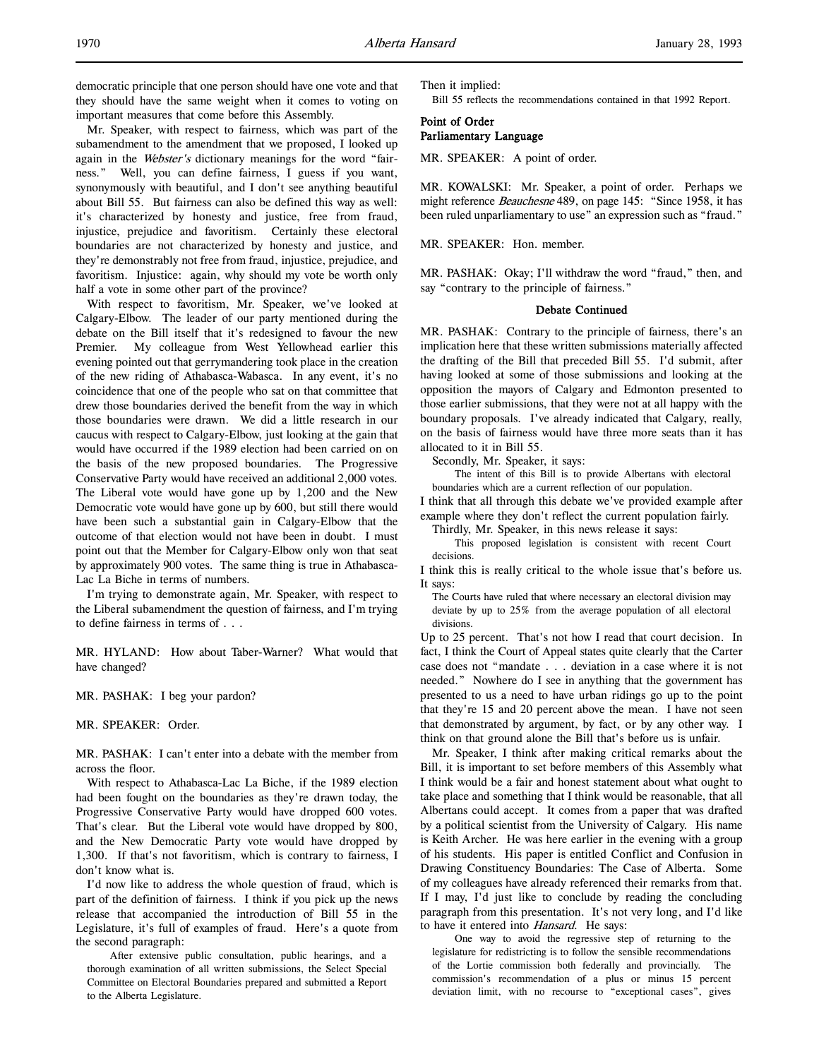democratic principle that one person should have one vote and that they should have the same weight when it comes to voting on important measures that come before this Assembly.

Mr. Speaker, with respect to fairness, which was part of the subamendment to the amendment that we proposed, I looked up again in the *Webster's* dictionary meanings for the word "fairness." Well, you can define fairness, I guess if you want, synonymously with beautiful, and I don't see anything beautiful about Bill 55. But fairness can also be defined this way as well: it's characterized by honesty and justice, free from fraud, injustice, prejudice and favoritism. Certainly these electoral boundaries are not characterized by honesty and justice, and they're demonstrably not free from fraud, injustice, prejudice, and favoritism. Injustice: again, why should my vote be worth only half a vote in some other part of the province?

With respect to favoritism, Mr. Speaker, we've looked at Calgary-Elbow. The leader of our party mentioned during the debate on the Bill itself that it's redesigned to favour the new Premier. My colleague from West Yellowhead earlier this evening pointed out that gerrymandering took place in the creation of the new riding of Athabasca-Wabasca. In any event, it's no coincidence that one of the people who sat on that committee that drew those boundaries derived the benefit from the way in which those boundaries were drawn. We did a little research in our caucus with respect to Calgary-Elbow, just looking at the gain that would have occurred if the 1989 election had been carried on on the basis of the new proposed boundaries. The Progressive Conservative Party would have received an additional 2,000 votes. The Liberal vote would have gone up by 1,200 and the New Democratic vote would have gone up by 600, but still there would have been such a substantial gain in Calgary-Elbow that the outcome of that election would not have been in doubt. I must point out that the Member for Calgary-Elbow only won that seat by approximately 900 votes. The same thing is true in Athabasca-Lac La Biche in terms of numbers.

I'm trying to demonstrate again, Mr. Speaker, with respect to the Liberal subamendment the question of fairness, and I'm trying to define fairness in terms of . . .

MR. HYLAND: How about Taber-Warner? What would that have changed?

MR. PASHAK: I beg your pardon?

MR. SPEAKER: Order.

MR. PASHAK: I can't enter into a debate with the member from across the floor.

With respect to Athabasca-Lac La Biche, if the 1989 election had been fought on the boundaries as they're drawn today, the Progressive Conservative Party would have dropped 600 votes. That's clear. But the Liberal vote would have dropped by 800, and the New Democratic Party vote would have dropped by 1,300. If that's not favoritism, which is contrary to fairness, I don't know what is.

I'd now like to address the whole question of fraud, which is part of the definition of fairness. I think if you pick up the news release that accompanied the introduction of Bill 55 in the Legislature, it's full of examples of fraud. Here's a quote from the second paragraph:

> After extensive public consultation, public hearings, and a thorough examination of all written submissions, the Select Special Committee on Electoral Boundaries prepared and submitted a Report to the Alberta Legislature.

Then it implied:

> Bill 55 reflects the recommendations contained in that 1992 Report.

### Point of Order
### Parliamentary Language

MR. SPEAKER: A point of order.

MR. KOWALSKI: Mr. Speaker, a point of order. Perhaps we might reference *Beauchesne* 489, on page 145: "Since 1958, it has been ruled unparliamentary to use" an expression such as "fraud."

MR. SPEAKER: Hon. member.

MR. PASHAK: Okay; I'll withdraw the word "fraud," then, and say "contrary to the principle of fairness."

### Debate Continued

MR. PASHAK: Contrary to the principle of fairness, there's an implication here that these written submissions materially affected the drafting of the Bill that preceded Bill 55. I'd submit, after having looked at some of those submissions and looking at the opposition the mayors of Calgary and Edmonton presented to those earlier submissions, that they were not at all happy with the boundary proposals. I've already indicated that Calgary, really, on the basis of fairness would have three more seats than it has allocated to it in Bill 55.

Secondly, Mr. Speaker, it says:

> The intent of this Bill is to provide Albertans with electoral boundaries which are a current reflection of our population.

I think that all through this debate we've provided example after example where they don't reflect the current population fairly.

Thirdly, Mr. Speaker, in this news release it says:

> This proposed legislation is consistent with recent Court decisions.

I think this is really critical to the whole issue that's before us. It says:

> The Courts have ruled that where necessary an electoral division may deviate by up to 25% from the average population of all electoral divisions.

Up to 25 percent. That's not how I read that court decision. In fact, I think the Court of Appeal states quite clearly that the Carter case does not "mandate . . . deviation in a case where it is not needed." Nowhere do I see in anything that the government has presented to us a need to have urban ridings go up to the point that they're 15 and 20 percent above the mean. I have not seen that demonstrated by argument, by fact, or by any other way. I think on that ground alone the Bill that's before us is unfair.

Mr. Speaker, I think after making critical remarks about the Bill, it is important to set before members of this Assembly what I think would be a fair and honest statement about what ought to take place and something that I think would be reasonable, that all Albertans could accept. It comes from a paper that was drafted by a political scientist from the University of Calgary. His name is Keith Archer. He was here earlier in the evening with a group of his students. His paper is entitled Conflict and Confusion in Drawing Constituency Boundaries: The Case of Alberta. Some of my colleagues have already referenced their remarks from that. If I may, I'd just like to conclude by reading the concluding paragraph from this presentation. It's not very long, and I'd like to have it entered into *Hansard*. He says:

> One way to avoid the regressive step of returning to the legislature for redistricting is to follow the sensible recommendations of the Lortie commission both federally and provincially. The commission's recommendation of a plus or minus 15 percent deviation limit, with no recourse to "exceptional cases", gives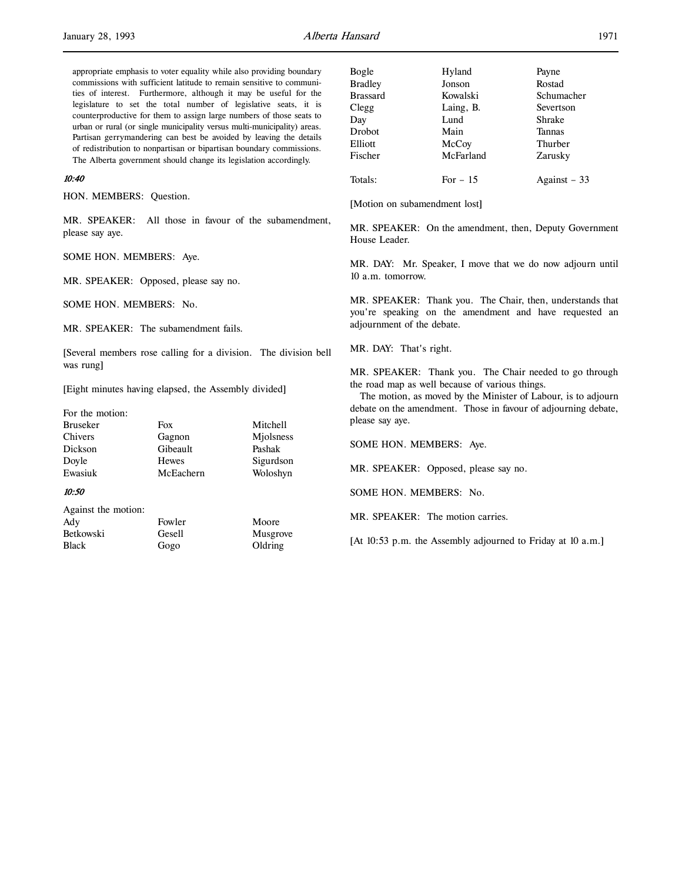appropriate emphasis to voter equality while also providing boundary commissions with sufficient latitude to remain sensitive to communities of interest. Furthermore, although it may be useful for the legislature to set the total number of legislative seats, it is counterproductive for them to assign large numbers of those seats to urban or rural (or single municipality versus multi-municipality) areas. Partisan gerrymandering can best be avoided by leaving the details of redistribution to nonpartisan or bipartisan boundary commissions. The Alberta government should change its legislation accordingly.

*10:40*

HON. MEMBERS: Question.

MR. SPEAKER: All those in favour of the subamendment, please say aye.

SOME HON. MEMBERS: Aye.

MR. SPEAKER: Opposed, please say no.

SOME HON. MEMBERS: No.

MR. SPEAKER: The subamendment fails.

[Several members rose calling for a division. The division bell was rung]

[Eight minutes having elapsed, the Assembly divided]

For the motion:

| | | |
|---|---|---|
| Bruseker | Fox | Mitchell |
| Chivers | Gagnon | Mjolsness |
| Dickson | Gibeault | Pashak |
| Doyle | Hewes | Sigurdson |
| Ewasiuk | McEachern | Woloshyn |

*10:50*

Against the motion:

| | | |
|---|---|---|
| Ady | Fowler | Moore |
| Betkowski | Gesell | Musgrove |
| Black | Gogo | Oldring |
| Bogle | Hyland | Payne |
| Bradley | Jonson | Rostad |
| Brassard | Kowalski | Schumacher |
| Clegg | Laing, B. | Severtson |
| Day | Lund | Shrake |
| Drobot | Main | Tannas |
| Elliott | McCoy | Thurber |
| Fischer | McFarland | Zarusky |

Totals: For – 15 Against – 33

[Motion on subamendment lost]

MR. SPEAKER: On the amendment, then, Deputy Government House Leader.

MR. DAY: Mr. Speaker, I move that we do now adjourn until 10 a.m. tomorrow.

MR. SPEAKER: Thank you. The Chair, then, understands that you're speaking on the amendment and have requested an adjournment of the debate.

MR. DAY: That's right.

MR. SPEAKER: Thank you. The Chair needed to go through the road map as well because of various things.

The motion, as moved by the Minister of Labour, is to adjourn debate on the amendment. Those in favour of adjourning debate, please say aye.

SOME HON. MEMBERS: Aye.

MR. SPEAKER: Opposed, please say no.

SOME HON. MEMBERS: No.

MR. SPEAKER: The motion carries.

[At 10:53 p.m. the Assembly adjourned to Friday at 10 a.m.]